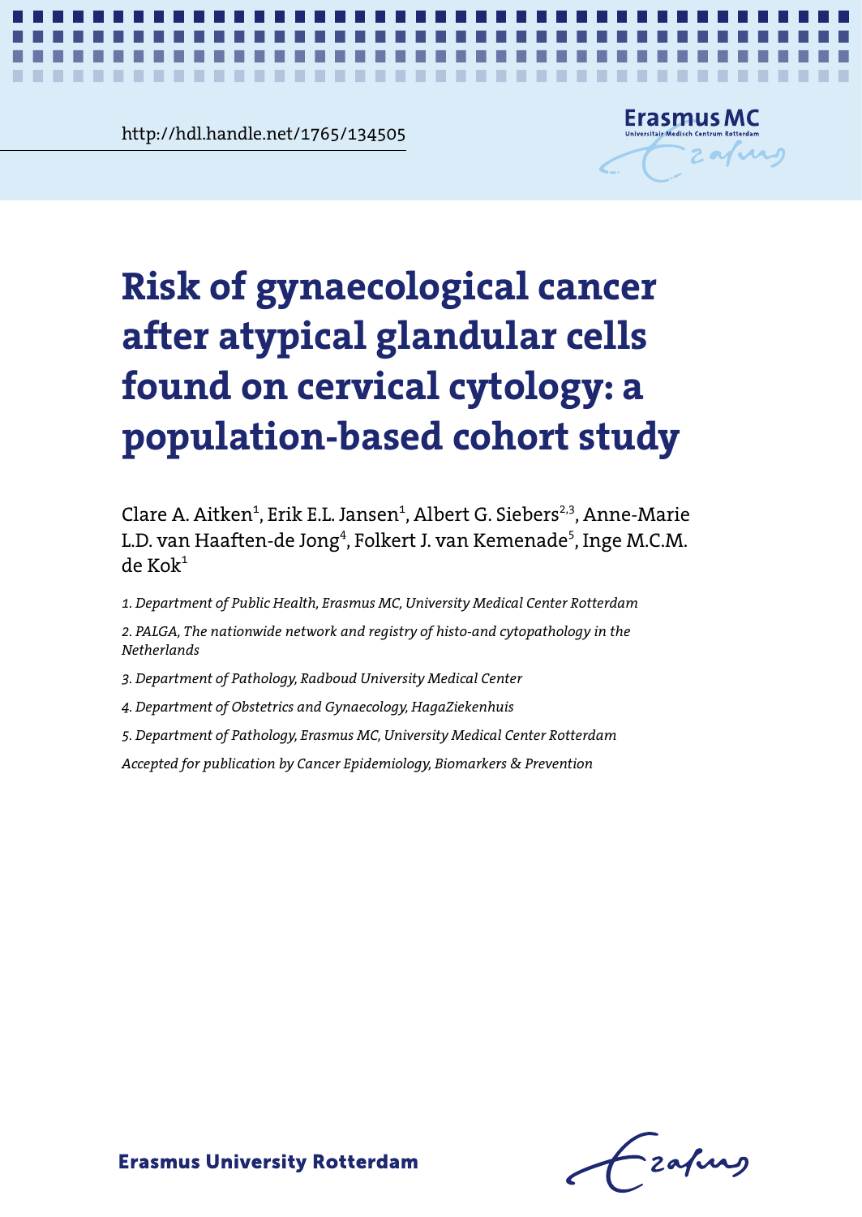http://hdl.handle.net/1765/134505

# Risk of gynaecological cancer after atypical glandular cells found on cervical cytology: a population-based cohort study

Clare A. Aitken[1], Erik E.L. Jansen[1], Albert G. Siebers[2,3], Anne-Marie L.D. van Haaften-de Jong[4], Folkert J. van Kemenade[5], Inge M.C.M. de Kok[1]

*1. Department of Public Health, Erasmus MC, University Medical Center Rotterdam*

*2. PALGA, The nationwide network and registry of histo-and cytopathology in the Netherlands*

*3. Department of Pathology, Radboud University Medical Center*

*4. Department of Obstetrics and Gynaecology, HagaZiekenhuis*

*5. Department of Pathology, Erasmus MC, University Medical Center Rotterdam*

*Accepted for publication by Cancer Epidemiology, Biomarkers & Prevention*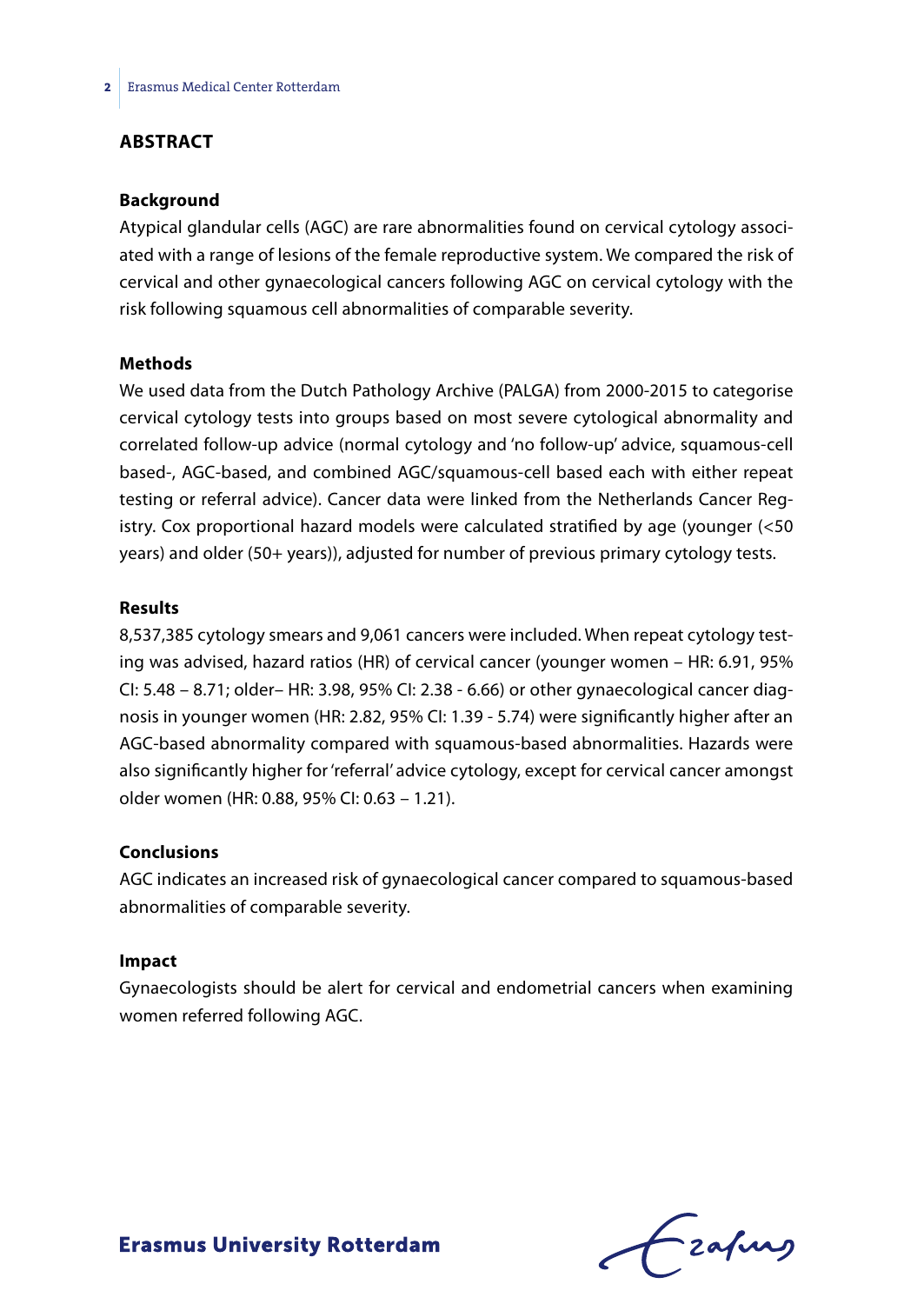## ABSTRACT

### Background

Atypical glandular cells (AGC) are rare abnormalities found on cervical cytology associated with a range of lesions of the female reproductive system. We compared the risk of cervical and other gynaecological cancers following AGC on cervical cytology with the risk following squamous cell abnormalities of comparable severity.

### Methods

We used data from the Dutch Pathology Archive (PALGA) from 2000-2015 to categorise cervical cytology tests into groups based on most severe cytological abnormality and correlated follow-up advice (normal cytology and 'no follow-up' advice, squamous-cell based-, AGC-based, and combined AGC/squamous-cell based each with either repeat testing or referral advice). Cancer data were linked from the Netherlands Cancer Registry. Cox proportional hazard models were calculated stratified by age (younger (<50 years) and older (50+ years)), adjusted for number of previous primary cytology tests.

### Results

8,537,385 cytology smears and 9,061 cancers were included. When repeat cytology testing was advised, hazard ratios (HR) of cervical cancer (younger women – HR: 6.91, 95% CI: 5.48 – 8.71; older– HR: 3.98, 95% CI: 2.38 - 6.66) or other gynaecological cancer diagnosis in younger women (HR: 2.82, 95% CI: 1.39 - 5.74) were significantly higher after an AGC-based abnormality compared with squamous-based abnormalities. Hazards were also significantly higher for 'referral' advice cytology, except for cervical cancer amongst older women (HR: 0.88, 95% CI: 0.63 – 1.21).

### Conclusions

AGC indicates an increased risk of gynaecological cancer compared to squamous-based abnormalities of comparable severity.

### Impact

Gynaecologists should be alert for cervical and endometrial cancers when examining women referred following AGC.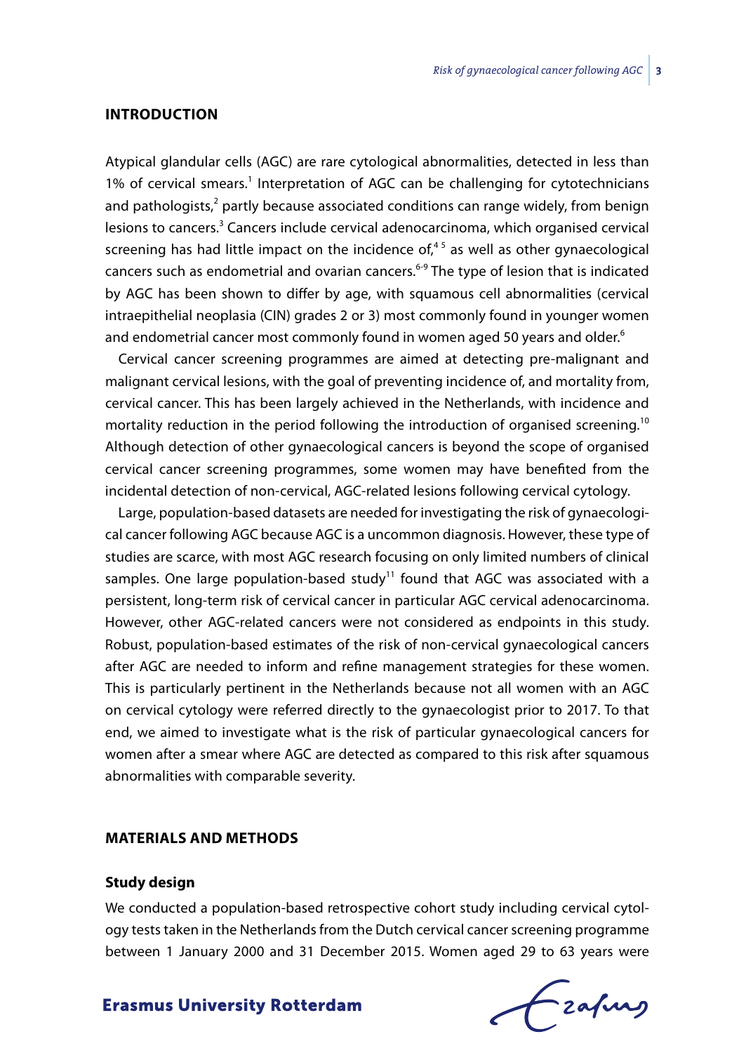## INTRODUCTION

Atypical glandular cells (AGC) are rare cytological abnormalities, detected in less than 1% of cervical smears.[1] Interpretation of AGC can be challenging for cytotechnicians and pathologists,[2] partly because associated conditions can range widely, from benign lesions to cancers.[3] Cancers include cervical adenocarcinoma, which organised cervical screening has had little impact on the incidence of,[4 5] as well as other gynaecological cancers such as endometrial and ovarian cancers.[6-9] The type of lesion that is indicated by AGC has been shown to differ by age, with squamous cell abnormalities (cervical intraepithelial neoplasia (CIN) grades 2 or 3) most commonly found in younger women and endometrial cancer most commonly found in women aged 50 years and older.[6]

Cervical cancer screening programmes are aimed at detecting pre-malignant and malignant cervical lesions, with the goal of preventing incidence of, and mortality from, cervical cancer. This has been largely achieved in the Netherlands, with incidence and mortality reduction in the period following the introduction of organised screening.[10] Although detection of other gynaecological cancers is beyond the scope of organised cervical cancer screening programmes, some women may have benefited from the incidental detection of non-cervical, AGC-related lesions following cervical cytology.

Large, population-based datasets are needed for investigating the risk of gynaecological cancer following AGC because AGC is a uncommon diagnosis. However, these type of studies are scarce, with most AGC research focusing on only limited numbers of clinical samples. One large population-based study[11] found that AGC was associated with a persistent, long-term risk of cervical cancer in particular AGC cervical adenocarcinoma. However, other AGC-related cancers were not considered as endpoints in this study. Robust, population-based estimates of the risk of non-cervical gynaecological cancers after AGC are needed to inform and refine management strategies for these women. This is particularly pertinent in the Netherlands because not all women with an AGC on cervical cytology were referred directly to the gynaecologist prior to 2017. To that end, we aimed to investigate what is the risk of particular gynaecological cancers for women after a smear where AGC are detected as compared to this risk after squamous abnormalities with comparable severity.

## MATERIALS AND METHODS

### Study design

We conducted a population-based retrospective cohort study including cervical cytology tests taken in the Netherlands from the Dutch cervical cancer screening programme between 1 January 2000 and 31 December 2015. Women aged 29 to 63 years were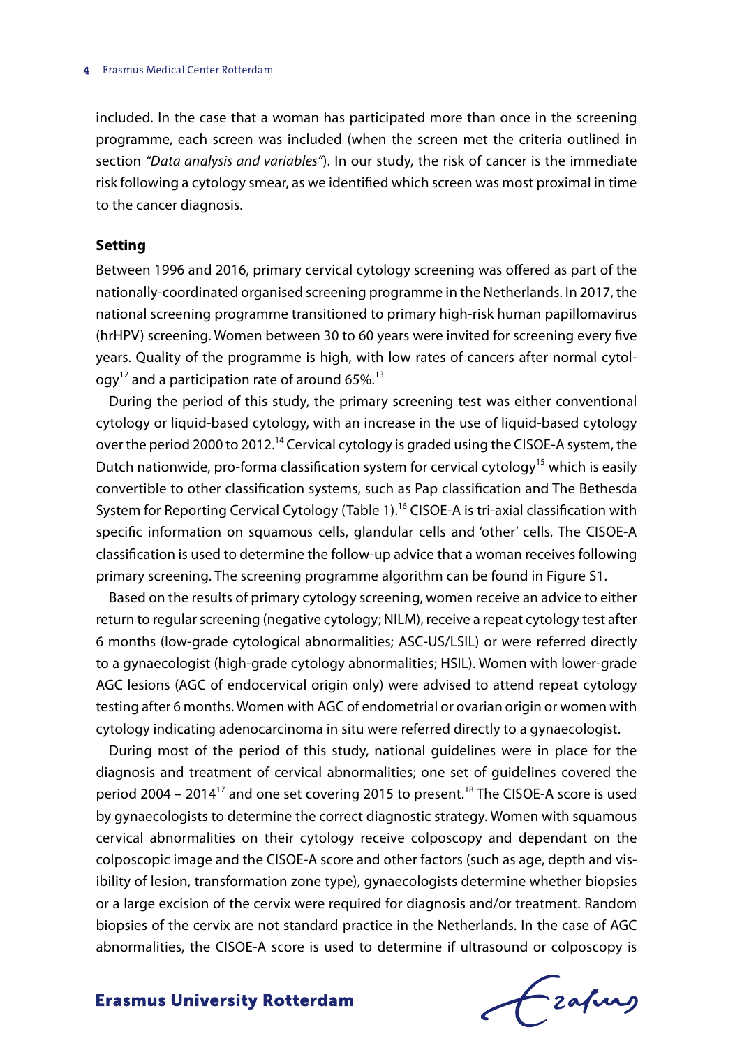included. In the case that a woman has participated more than once in the screening programme, each screen was included (when the screen met the criteria outlined in section *"Data analysis and variables"*). In our study, the risk of cancer is the immediate risk following a cytology smear, as we identified which screen was most proximal in time to the cancer diagnosis.

### Setting

Between 1996 and 2016, primary cervical cytology screening was offered as part of the nationally-coordinated organised screening programme in the Netherlands. In 2017, the national screening programme transitioned to primary high-risk human papillomavirus (hrHPV) screening. Women between 30 to 60 years were invited for screening every five years. Quality of the programme is high, with low rates of cancers after normal cytology[12] and a participation rate of around 65%.[13]

During the period of this study, the primary screening test was either conventional cytology or liquid-based cytology, with an increase in the use of liquid-based cytology over the period 2000 to 2012.[14] Cervical cytology is graded using the CISOE-A system, the Dutch nationwide, pro-forma classification system for cervical cytology[15] which is easily convertible to other classification systems, such as Pap classification and The Bethesda System for Reporting Cervical Cytology (Table 1).[16] CISOE-A is tri-axial classification with specific information on squamous cells, glandular cells and 'other' cells. The CISOE-A classification is used to determine the follow-up advice that a woman receives following primary screening. The screening programme algorithm can be found in Figure S1.

Based on the results of primary cytology screening, women receive an advice to either return to regular screening (negative cytology; NILM), receive a repeat cytology test after 6 months (low-grade cytological abnormalities; ASC-US/LSIL) or were referred directly to a gynaecologist (high-grade cytology abnormalities; HSIL). Women with lower-grade AGC lesions (AGC of endocervical origin only) were advised to attend repeat cytology testing after 6 months. Women with AGC of endometrial or ovarian origin or women with cytology indicating adenocarcinoma in situ were referred directly to a gynaecologist.

During most of the period of this study, national guidelines were in place for the diagnosis and treatment of cervical abnormalities; one set of guidelines covered the period 2004 – 2014[17] and one set covering 2015 to present.[18] The CISOE-A score is used by gynaecologists to determine the correct diagnostic strategy. Women with squamous cervical abnormalities on their cytology receive colposcopy and dependant on the colposcopic image and the CISOE-A score and other factors (such as age, depth and visibility of lesion, transformation zone type), gynaecologists determine whether biopsies or a large excision of the cervix were required for diagnosis and/or treatment. Random biopsies of the cervix are not standard practice in the Netherlands. In the case of AGC abnormalities, the CISOE-A score is used to determine if ultrasound or colposcopy is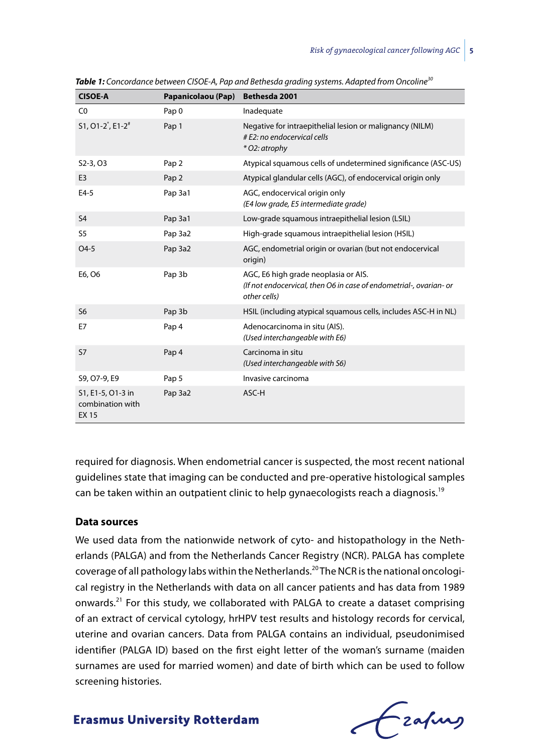*Table 1: Concordance between CISOE-A, Pap and Bethesda grading systems. Adapted from Oncoline*[30]

| CISOE-A | Papanicolaou (Pap) | Bethesda 2001 |
|---|---|---|
| C0 | Pap 0 | Inadequate |
| S1, O1-2*, E1-2# | Pap 1 | Negative for intraepithelial lesion or malignancy (NILM)<br>*# E2: no endocervical cells*<br>*\* O2: atrophy* |
| S2-3, O3 | Pap 2 | Atypical squamous cells of undetermined significance (ASC-US) |
| E3 | Pap 2 | Atypical glandular cells (AGC), of endocervical origin only |
| E4-5 | Pap 3a1 | AGC, endocervical origin only<br>*(E4 low grade, E5 intermediate grade)* |
| S4 | Pap 3a1 | Low-grade squamous intraepithelial lesion (LSIL) |
| S5 | Pap 3a2 | High-grade squamous intraepithelial lesion (HSIL) |
| O4-5 | Pap 3a2 | AGC, endometrial origin or ovarian (but not endocervical origin) |
| E6, O6 | Pap 3b | AGC, E6 high grade neoplasia or AIS.<br>*(If not endocervical, then O6 in case of endometrial-, ovarian- or other cells)* |
| S6 | Pap 3b | HSIL (including atypical squamous cells, includes ASC-H in NL) |
| E7 | Pap 4 | Adenocarcinoma in situ (AIS).<br>*(Used interchangeable with E6)* |
| S7 | Pap 4 | Carcinoma in situ<br>*(Used interchangeable with S6)* |
| S9, O7-9, E9 | Pap 5 | Invasive carcinoma |
| S1, E1-5, O1-3 in combination with EX 15 | Pap 3a2 | ASC-H |

required for diagnosis. When endometrial cancer is suspected, the most recent national guidelines state that imaging can be conducted and pre-operative histological samples can be taken within an outpatient clinic to help gynaecologists reach a diagnosis.[19]

### Data sources

We used data from the nationwide network of cyto- and histopathology in the Netherlands (PALGA) and from the Netherlands Cancer Registry (NCR). PALGA has complete coverage of all pathology labs within the Netherlands.[20] The NCR is the national oncological registry in the Netherlands with data on all cancer patients and has data from 1989 onwards.[21] For this study, we collaborated with PALGA to create a dataset comprising of an extract of cervical cytology, hrHPV test results and histology records for cervical, uterine and ovarian cancers. Data from PALGA contains an individual, pseudonimised identifier (PALGA ID) based on the first eight letter of the woman's surname (maiden surnames are used for married women) and date of birth which can be used to follow screening histories.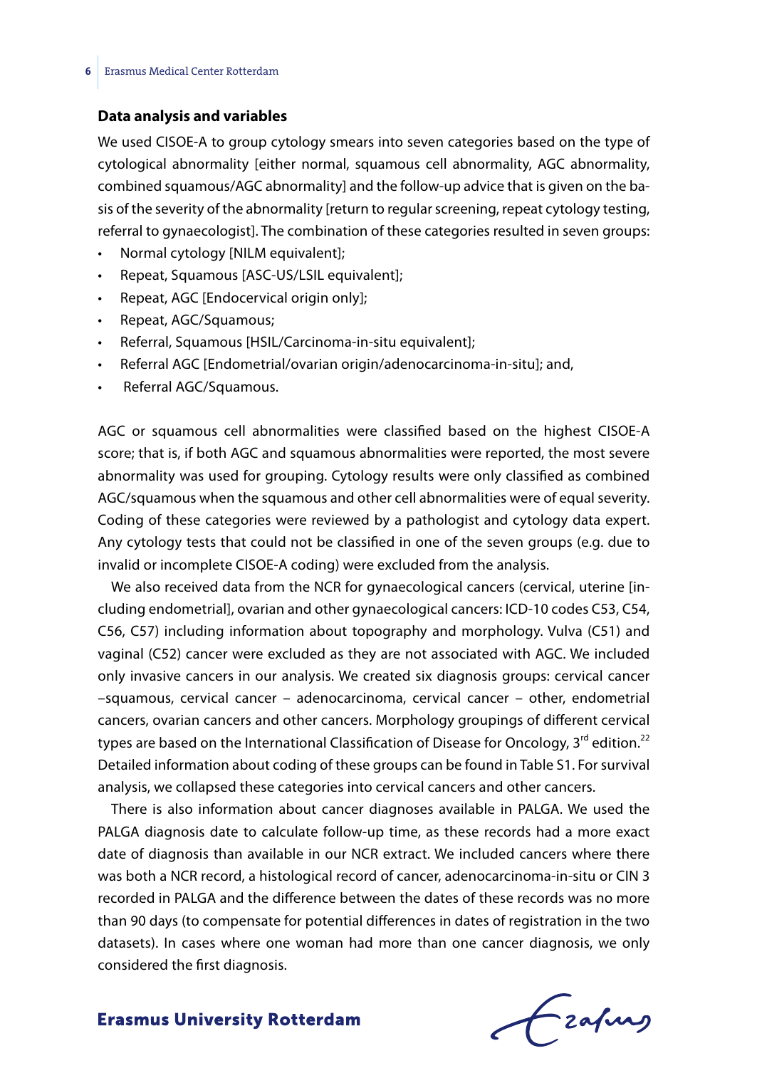### Data analysis and variables

We used CISOE-A to group cytology smears into seven categories based on the type of cytological abnormality [either normal, squamous cell abnormality, AGC abnormality, combined squamous/AGC abnormality] and the follow-up advice that is given on the basis of the severity of the abnormality [return to regular screening, repeat cytology testing, referral to gynaecologist]. The combination of these categories resulted in seven groups:

- Normal cytology [NILM equivalent];
- Repeat, Squamous [ASC-US/LSIL equivalent];
- Repeat, AGC [Endocervical origin only];
- Repeat, AGC/Squamous;
- Referral, Squamous [HSIL/Carcinoma-in-situ equivalent];
- Referral AGC [Endometrial/ovarian origin/adenocarcinoma-in-situ]; and,
- Referral AGC/Squamous.

AGC or squamous cell abnormalities were classified based on the highest CISOE-A score; that is, if both AGC and squamous abnormalities were reported, the most severe abnormality was used for grouping. Cytology results were only classified as combined AGC/squamous when the squamous and other cell abnormalities were of equal severity. Coding of these categories were reviewed by a pathologist and cytology data expert. Any cytology tests that could not be classified in one of the seven groups (e.g. due to invalid or incomplete CISOE-A coding) were excluded from the analysis.

We also received data from the NCR for gynaecological cancers (cervical, uterine [including endometrial], ovarian and other gynaecological cancers: ICD-10 codes C53, C54, C56, C57) including information about topography and morphology. Vulva (C51) and vaginal (C52) cancer were excluded as they are not associated with AGC. We included only invasive cancers in our analysis. We created six diagnosis groups: cervical cancer –squamous, cervical cancer – adenocarcinoma, cervical cancer – other, endometrial cancers, ovarian cancers and other cancers. Morphology groupings of different cervical types are based on the International Classification of Disease for Oncology, 3rd edition.[22] Detailed information about coding of these groups can be found in Table S1. For survival analysis, we collapsed these categories into cervical cancers and other cancers.

There is also information about cancer diagnoses available in PALGA. We used the PALGA diagnosis date to calculate follow-up time, as these records had a more exact date of diagnosis than available in our NCR extract. We included cancers where there was both a NCR record, a histological record of cancer, adenocarcinoma-in-situ or CIN 3 recorded in PALGA and the difference between the dates of these records was no more than 90 days (to compensate for potential differences in dates of registration in the two datasets). In cases where one woman had more than one cancer diagnosis, we only considered the first diagnosis.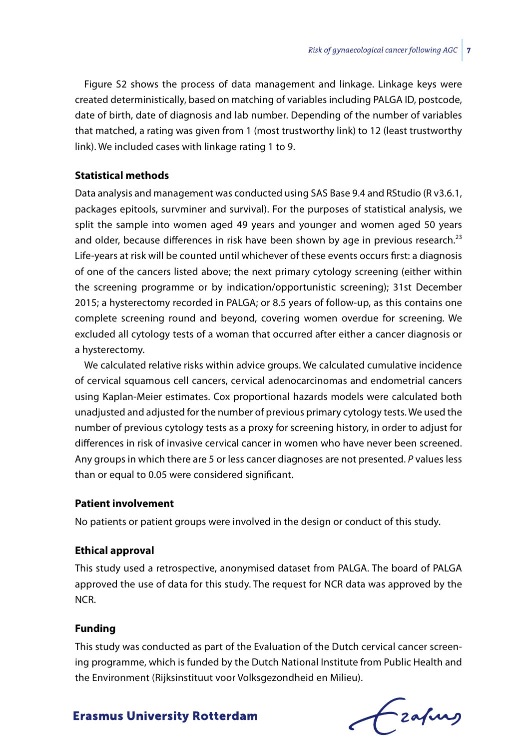Figure S2 shows the process of data management and linkage. Linkage keys were created deterministically, based on matching of variables including PALGA ID, postcode, date of birth, date of diagnosis and lab number. Depending of the number of variables that matched, a rating was given from 1 (most trustworthy link) to 12 (least trustworthy link). We included cases with linkage rating 1 to 9.

### Statistical methods

Data analysis and management was conducted using SAS Base 9.4 and RStudio (R v3.6.1, packages epitools, survminer and survival). For the purposes of statistical analysis, we split the sample into women aged 49 years and younger and women aged 50 years and older, because differences in risk have been shown by age in previous research.[23] Life-years at risk will be counted until whichever of these events occurs first: a diagnosis of one of the cancers listed above; the next primary cytology screening (either within the screening programme or by indication/opportunistic screening); 31st December 2015; a hysterectomy recorded in PALGA; or 8.5 years of follow-up, as this contains one complete screening round and beyond, covering women overdue for screening. We excluded all cytology tests of a woman that occurred after either a cancer diagnosis or a hysterectomy.

We calculated relative risks within advice groups. We calculated cumulative incidence of cervical squamous cell cancers, cervical adenocarcinomas and endometrial cancers using Kaplan-Meier estimates. Cox proportional hazards models were calculated both unadjusted and adjusted for the number of previous primary cytology tests. We used the number of previous cytology tests as a proxy for screening history, in order to adjust for differences in risk of invasive cervical cancer in women who have never been screened. Any groups in which there are 5 or less cancer diagnoses are not presented. *P* values less than or equal to 0.05 were considered significant.

### Patient involvement

No patients or patient groups were involved in the design or conduct of this study.

### Ethical approval

This study used a retrospective, anonymised dataset from PALGA. The board of PALGA approved the use of data for this study. The request for NCR data was approved by the NCR.

### Funding

This study was conducted as part of the Evaluation of the Dutch cervical cancer screening programme, which is funded by the Dutch National Institute from Public Health and the Environment (Rijksinstituut voor Volksgezondheid en Milieu).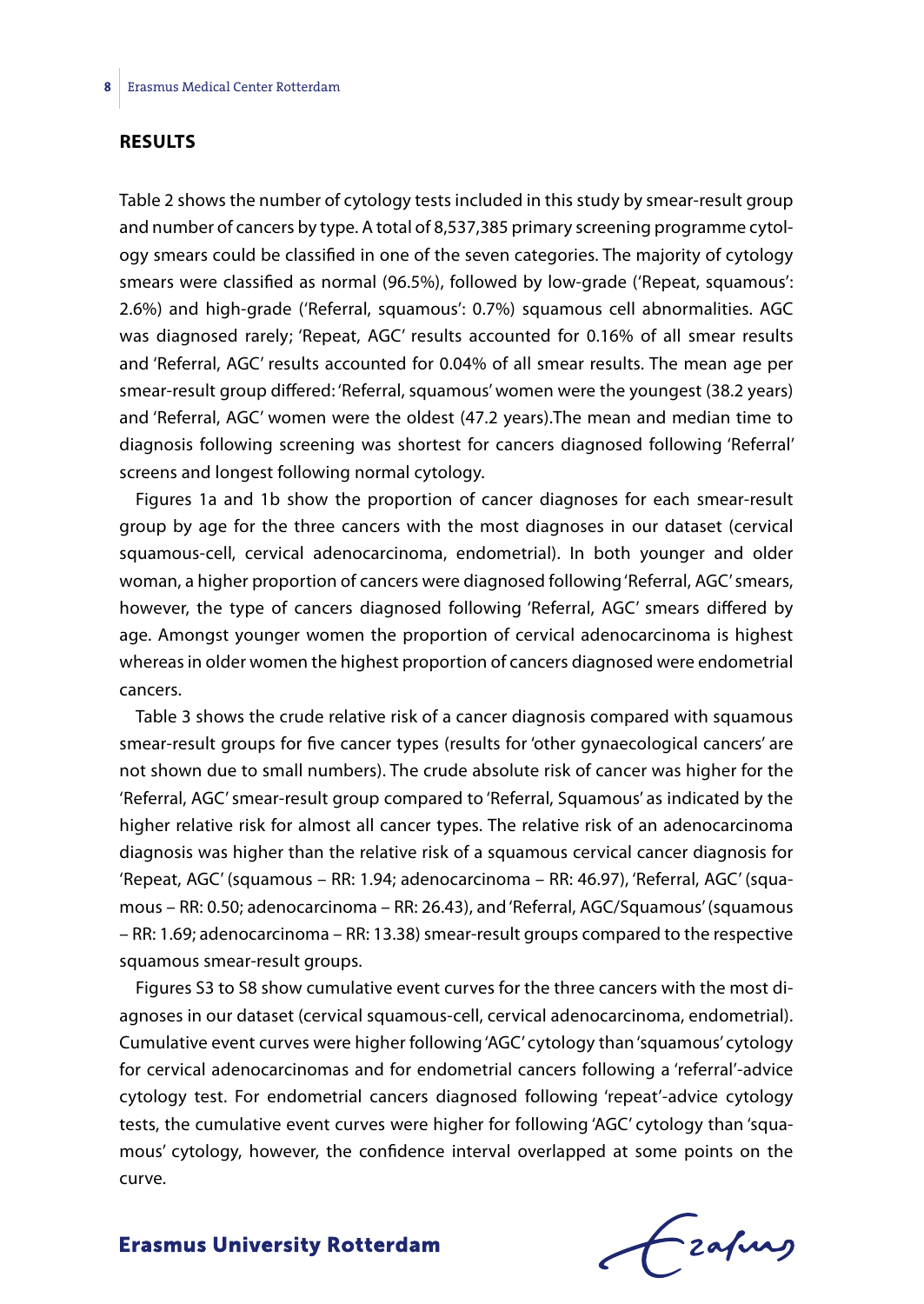## RESULTS

Table 2 shows the number of cytology tests included in this study by smear-result group and number of cancers by type. A total of 8,537,385 primary screening programme cytology smears could be classified in one of the seven categories. The majority of cytology smears were classified as normal (96.5%), followed by low-grade ('Repeat, squamous': 2.6%) and high-grade ('Referral, squamous': 0.7%) squamous cell abnormalities. AGC was diagnosed rarely; 'Repeat, AGC' results accounted for 0.16% of all smear results and 'Referral, AGC' results accounted for 0.04% of all smear results. The mean age per smear-result group differed: 'Referral, squamous' women were the youngest (38.2 years) and 'Referral, AGC' women were the oldest (47.2 years).The mean and median time to diagnosis following screening was shortest for cancers diagnosed following 'Referral' screens and longest following normal cytology.

Figures 1a and 1b show the proportion of cancer diagnoses for each smear-result group by age for the three cancers with the most diagnoses in our dataset (cervical squamous-cell, cervical adenocarcinoma, endometrial). In both younger and older woman, a higher proportion of cancers were diagnosed following 'Referral, AGC' smears, however, the type of cancers diagnosed following 'Referral, AGC' smears differed by age. Amongst younger women the proportion of cervical adenocarcinoma is highest whereas in older women the highest proportion of cancers diagnosed were endometrial cancers.

Table 3 shows the crude relative risk of a cancer diagnosis compared with squamous smear-result groups for five cancer types (results for 'other gynaecological cancers' are not shown due to small numbers). The crude absolute risk of cancer was higher for the 'Referral, AGC' smear-result group compared to 'Referral, Squamous' as indicated by the higher relative risk for almost all cancer types. The relative risk of an adenocarcinoma diagnosis was higher than the relative risk of a squamous cervical cancer diagnosis for 'Repeat, AGC' (squamous – RR: 1.94; adenocarcinoma – RR: 46.97), 'Referral, AGC' (squamous – RR: 0.50; adenocarcinoma – RR: 26.43), and 'Referral, AGC/Squamous' (squamous – RR: 1.69; adenocarcinoma – RR: 13.38) smear-result groups compared to the respective squamous smear-result groups.

Figures S3 to S8 show cumulative event curves for the three cancers with the most diagnoses in our dataset (cervical squamous-cell, cervical adenocarcinoma, endometrial). Cumulative event curves were higher following 'AGC' cytology than 'squamous' cytology for cervical adenocarcinomas and for endometrial cancers following a 'referral'-advice cytology test. For endometrial cancers diagnosed following 'repeat'-advice cytology tests, the cumulative event curves were higher for following 'AGC' cytology than 'squamous' cytology, however, the confidence interval overlapped at some points on the curve.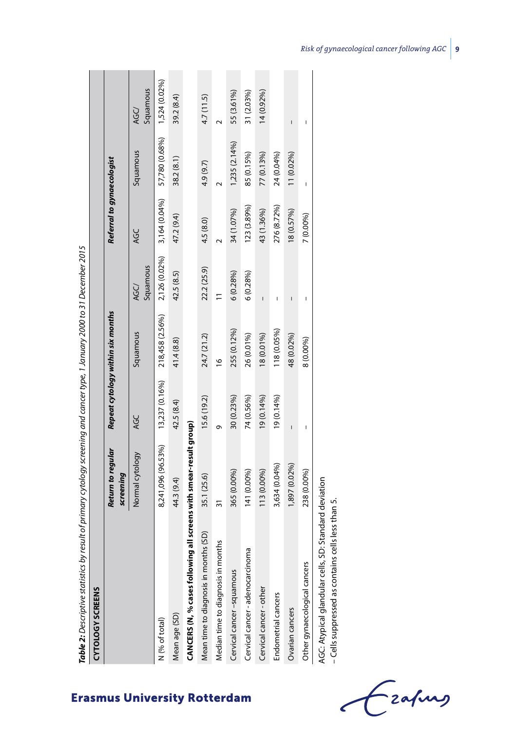**Table 2:** *Descriptive statistics by result of primary cytology screening and cancer type, 1 January 2000 to 31 December 2015*

| CYTOLOGY SCREENS | Return to regular screening | Repeat cytology within six months | | | Referral to gynaecologist | | |
|---|---|---|---|---|---|---|---|
| | Normal cytology | AGC | Squamous | AGC/ Squamous | AGC | Squamous | AGC/ Squamous |
| N (% of total) | 8,241,096 (96.53%) | 13,237 (0.16%) | 218,458 (2.56%) | 2,126 (0.02%) | 3,164 (0.04%) | 57,780 (0.68%) | 1,524 (0.02%) |
| Mean age (SD) | 44.3 (9.4) | 42.5 (8.4) | 41.4 (8.8) | 42.5 (8.5) | 47.2 (9.4) | 38.2 (8.1) | 39.2 (8.4) |
| **CANCERS (N, % cases following all screens with smear-result group)** | | | | | | | |
| Mean time to diagnosis in months (SD) | 35.1 (25.6) | 15.6 (19.2) | 24.7 (21.2) | 22.2 (25.9) | 4.5 (8.0) | 4.9 (9.7) | 4.7 (11.5) |
| Median time to diagnosis in months | 31 | 9 | 16 | 11 | 2 | 2 | 2 |
| Cervical cancer –squamous | 365 (0.00%) | 30 (0.23%) | 255 (0.12%) | 6 (0.28%) | 34 (1.07%) | 1,235 (2.14%) | 55 (3.61%) |
| Cervical cancer - adenocarcinoma | 141 (0.00%) | 74 (0.56%) | 26 (0.01%) | 6 (0.28%) | 123 (3.89%) | 85 (0.15%) | 31 (2.03%) |
| Cervical cancer - other | 113 (0.00%) | 19 (0.14%) | 18 (0.01%) | – | 43 (1.36%) | 77 (0.13%) | 14 (0.92%) |
| Endometrial cancers | 3,634 (0.04%) | 19 (0.14%) | 118 (0.05%) | – | 276 (8.72%) | 24 (0.04%) | |
| Ovarian cancers | 1,897 (0.02%) | – | 48 (0.02%) | – | 18 (0.57%) | 11 (0.02%) | – |
| Other gynaecological cancers | 238 (0.00%) | – | 8 (0.00%) | – | 7 (0.00%) | – | – |

AGC: Atypical glandular cells, SD: Standard deviation
– Cells suppressed as contains cells less than 5.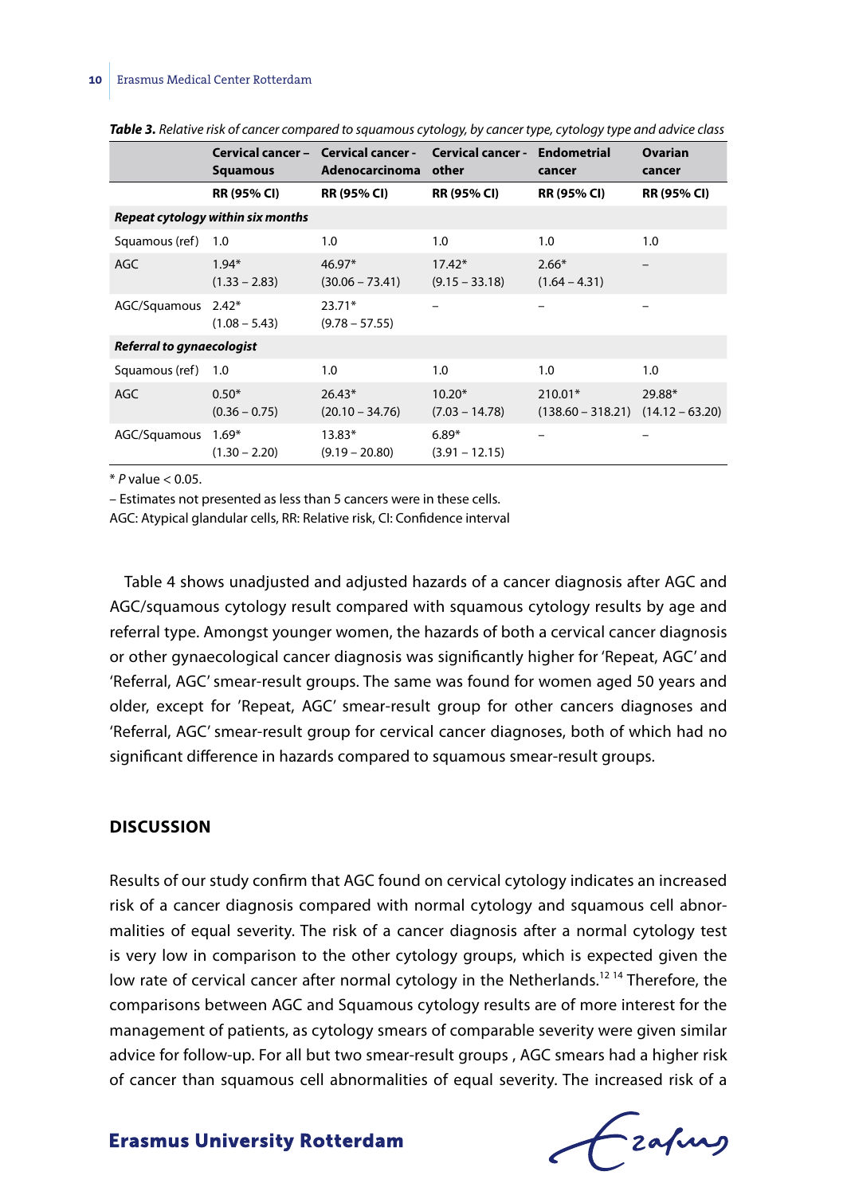***Table 3.*** *Relative risk of cancer compared to squamous cytology, by cancer type, cytology type and advice class*

| | Cervical cancer – Squamous | Cervical cancer - Adenocarcinoma | Cervical cancer - other | Endometrial cancer | Ovarian cancer |
|---|---|---|---|---|---|
| | RR (95% CI) | RR (95% CI) | RR (95% CI) | RR (95% CI) | RR (95% CI) |
| ***Repeat cytology within six months*** | | | | | |
| Squamous (ref) | 1.0 | 1.0 | 1.0 | 1.0 | 1.0 |
| AGC | 1.94* (1.33 – 2.83) | 46.97* (30.06 – 73.41) | 17.42* (9.15 – 33.18) | 2.66* (1.64 – 4.31) | – |
| AGC/Squamous | 2.42* (1.08 – 5.43) | 23.71* (9.78 – 57.55) | – | – | – |
| ***Referral to gynaecologist*** | | | | | |
| Squamous (ref) | 1.0 | 1.0 | 1.0 | 1.0 | 1.0 |
| AGC | 0.50* (0.36 – 0.75) | 26.43* (20.10 – 34.76) | 10.20* (7.03 – 14.78) | 210.01* (138.60 – 318.21) | 29.88* (14.12 – 63.20) |
| AGC/Squamous | 1.69* (1.30 – 2.20) | 13.83* (9.19 – 20.80) | 6.89* (3.91 – 12.15) | – | – |

\* *P* value < 0.05.

– Estimates not presented as less than 5 cancers were in these cells.

AGC: Atypical glandular cells, RR: Relative risk, CI: Confidence interval

Table 4 shows unadjusted and adjusted hazards of a cancer diagnosis after AGC and AGC/squamous cytology result compared with squamous cytology results by age and referral type. Amongst younger women, the hazards of both a cervical cancer diagnosis or other gynaecological cancer diagnosis was significantly higher for 'Repeat, AGC' and 'Referral, AGC' smear-result groups. The same was found for women aged 50 years and older, except for 'Repeat, AGC' smear-result group for other cancers diagnoses and 'Referral, AGC' smear-result group for cervical cancer diagnoses, both of which had no significant difference in hazards compared to squamous smear-result groups.

## DISCUSSION

Results of our study confirm that AGC found on cervical cytology indicates an increased risk of a cancer diagnosis compared with normal cytology and squamous cell abnormalities of equal severity. The risk of a cancer diagnosis after a normal cytology test is very low in comparison to the other cytology groups, which is expected given the low rate of cervical cancer after normal cytology in the Netherlands.[12 14] Therefore, the comparisons between AGC and Squamous cytology results are of more interest for the management of patients, as cytology smears of comparable severity were given similar advice for follow-up. For all but two smear-result groups , AGC smears had a higher risk of cancer than squamous cell abnormalities of equal severity. The increased risk of a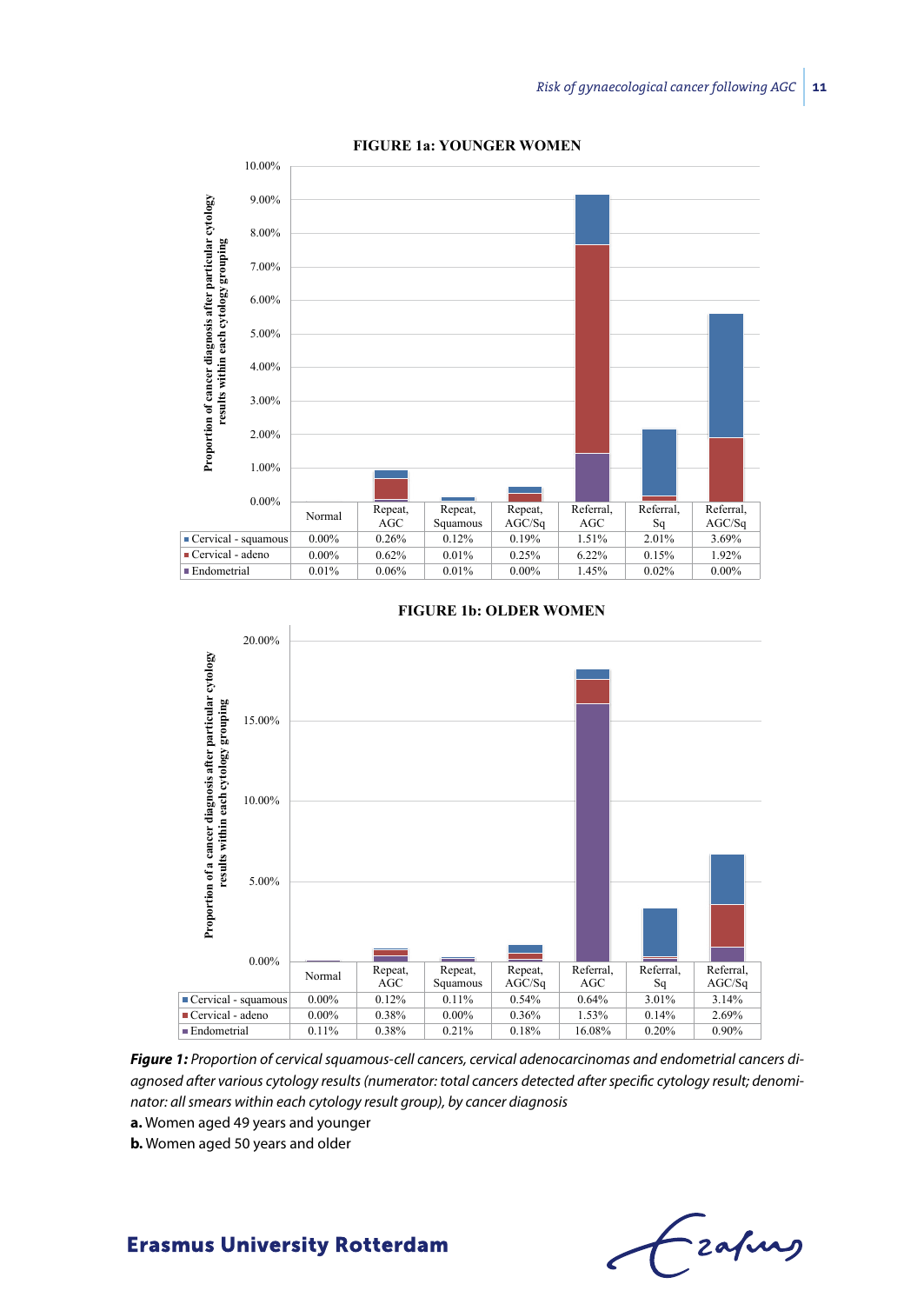**FIGURE 1a: YOUNGER WOMEN**

| | Normal | Repeat, AGC | Repeat, Squamous | Repeat, AGC/Sq | Referral, AGC | Referral, Sq | Referral, AGC/Sq |
|---|---|---|---|---|---|---|---|
| Cervical - squamous | 0.00% | 0.26% | 0.12% | 0.19% | 1.51% | 2.01% | 3.69% |
| Cervical - adeno | 0.00% | 0.62% | 0.01% | 0.25% | 6.22% | 0.15% | 1.92% |
| Endometrial | 0.01% | 0.06% | 0.01% | 0.00% | 1.45% | 0.02% | 0.00% |

**FIGURE 1b: OLDER WOMEN**

| | Normal | Repeat, AGC | Repeat, Squamous | Repeat, AGC/Sq | Referral, AGC | Referral, Sq | Referral, AGC/Sq |
|---|---|---|---|---|---|---|---|
| Cervical - squamous | 0.00% | 0.12% | 0.11% | 0.54% | 0.64% | 3.01% | 3.14% |
| Cervical - adeno | 0.00% | 0.38% | 0.00% | 0.36% | 1.53% | 0.14% | 2.69% |
| Endometrial | 0.11% | 0.38% | 0.21% | 0.18% | 16.08% | 0.20% | 0.90% |

***Figure 1:*** *Proportion of cervical squamous-cell cancers, cervical adenocarcinomas and endometrial cancers diagnosed after various cytology results (numerator: total cancers detected after specific cytology result; denominator: all smears within each cytology result group), by cancer diagnosis*

**a.** Women aged 49 years and younger

**b.** Women aged 50 years and older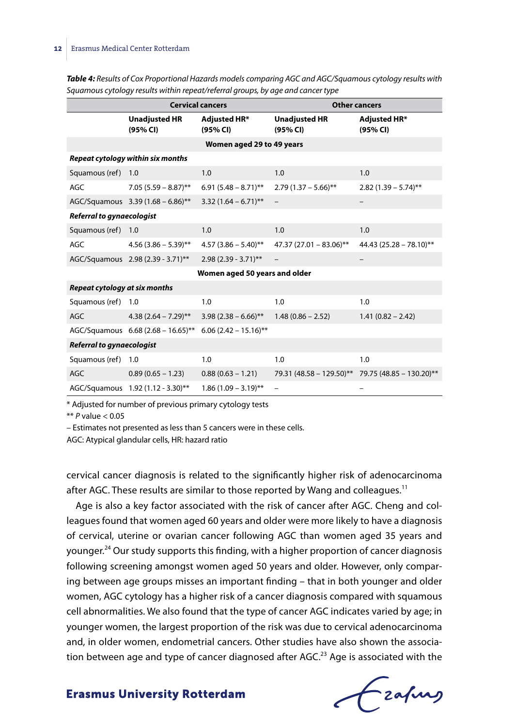***Table 4:*** *Results of Cox Proportional Hazards models comparing AGC and AGC/Squamous cytology results with Squamous cytology results within repeat/referral groups, by age and cancer type*

| | Cervical cancers | | Other cancers | |
|---|---|---|---|---|
| | **Unadjusted HR (95% CI)** | **Adjusted HR* (95% CI)** | **Unadjusted HR (95% CI)** | **Adjusted HR* (95% CI)** |
| **Women aged 29 to 49 years** | | | | |
| ***Repeat cytology within six months*** | | | | |
| Squamous (ref) | 1.0 | 1.0 | 1.0 | 1.0 |
| AGC | 7.05 (5.59 – 8.87)** | 6.91 (5.48 – 8.71)** | 2.79 (1.37 – 5.66)** | 2.82 (1.39 – 5.74)** |
| AGC/Squamous | 3.39 (1.68 – 6.86)** | 3.32 (1.64 – 6.71)** | – | – |
| ***Referral to gynaecologist*** | | | | |
| Squamous (ref) | 1.0 | 1.0 | 1.0 | 1.0 |
| AGC | 4.56 (3.86 – 5.39)** | 4.57 (3.86 – 5.40)** | 47.37 (27.01 – 83.06)** | 44.43 (25.28 – 78.10)** |
| AGC/Squamous | 2.98 (2.39 - 3.71)** | 2.98 (2.39 - 3.71)** | – | – |
| **Women aged 50 years and older** | | | | |
| ***Repeat cytology at six months*** | | | | |
| Squamous (ref) | 1.0 | 1.0 | 1.0 | 1.0 |
| AGC | 4.38 (2.64 – 7.29)** | 3.98 (2.38 – 6.66)** | 1.48 (0.86 – 2.52) | 1.41 (0.82 – 2.42) |
| AGC/Squamous | 6.68 (2.68 – 16.65)** | 6.06 (2.42 – 15.16)** | | |
| ***Referral to gynaecologist*** | | | | |
| Squamous (ref) | 1.0 | 1.0 | 1.0 | 1.0 |
| AGC | 0.89 (0.65 – 1.23) | 0.88 (0.63 – 1.21) | 79.31 (48.58 – 129.50)** | 79.75 (48.85 – 130.20)** |
| AGC/Squamous | 1.92 (1.12 - 3.30)** | 1.86 (1.09 – 3.19)** | – | – |

\* Adjusted for number of previous primary cytology tests

** *P* value < 0.05

– Estimates not presented as less than 5 cancers were in these cells.

AGC: Atypical glandular cells, HR: hazard ratio

cervical cancer diagnosis is related to the significantly higher risk of adenocarcinoma after AGC. These results are similar to those reported by Wang and colleagues.[11]

Age is also a key factor associated with the risk of cancer after AGC. Cheng and colleagues found that women aged 60 years and older were more likely to have a diagnosis of cervical, uterine or ovarian cancer following AGC than women aged 35 years and younger.[24] Our study supports this finding, with a higher proportion of cancer diagnosis following screening amongst women aged 50 years and older. However, only comparing between age groups misses an important finding – that in both younger and older women, AGC cytology has a higher risk of a cancer diagnosis compared with squamous cell abnormalities. We also found that the type of cancer AGC indicates varied by age; in younger women, the largest proportion of the risk was due to cervical adenocarcinoma and, in older women, endometrial cancers. Other studies have also shown the association between age and type of cancer diagnosed after AGC.[23] Age is associated with the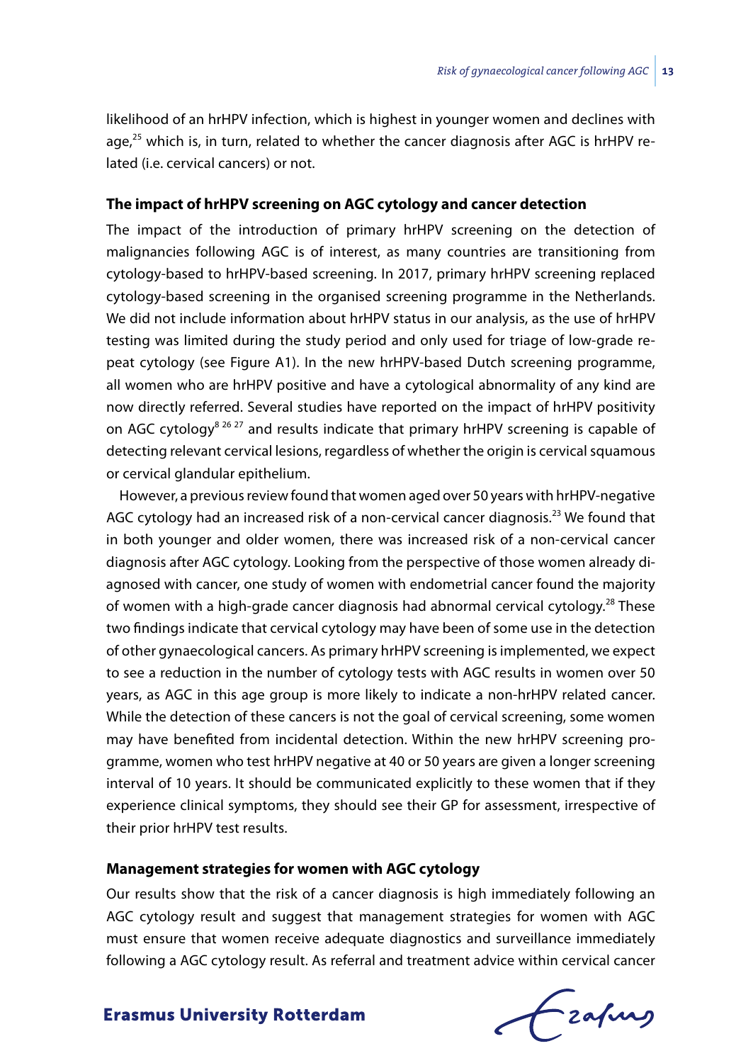likelihood of an hrHPV infection, which is highest in younger women and declines with age,[25] which is, in turn, related to whether the cancer diagnosis after AGC is hrHPV related (i.e. cervical cancers) or not.

**The impact of hrHPV screening on AGC cytology and cancer detection**

The impact of the introduction of primary hrHPV screening on the detection of malignancies following AGC is of interest, as many countries are transitioning from cytology-based to hrHPV-based screening. In 2017, primary hrHPV screening replaced cytology-based screening in the organised screening programme in the Netherlands. We did not include information about hrHPV status in our analysis, as the use of hrHPV testing was limited during the study period and only used for triage of low-grade repeat cytology (see Figure A1). In the new hrHPV-based Dutch screening programme, all women who are hrHPV positive and have a cytological abnormality of any kind are now directly referred. Several studies have reported on the impact of hrHPV positivity on AGC cytology[8 26 27] and results indicate that primary hrHPV screening is capable of detecting relevant cervical lesions, regardless of whether the origin is cervical squamous or cervical glandular epithelium.

However, a previous review found that women aged over 50 years with hrHPV-negative AGC cytology had an increased risk of a non-cervical cancer diagnosis.[23] We found that in both younger and older women, there was increased risk of a non-cervical cancer diagnosis after AGC cytology. Looking from the perspective of those women already diagnosed with cancer, one study of women with endometrial cancer found the majority of women with a high-grade cancer diagnosis had abnormal cervical cytology.[28] These two findings indicate that cervical cytology may have been of some use in the detection of other gynaecological cancers. As primary hrHPV screening is implemented, we expect to see a reduction in the number of cytology tests with AGC results in women over 50 years, as AGC in this age group is more likely to indicate a non-hrHPV related cancer. While the detection of these cancers is not the goal of cervical screening, some women may have benefited from incidental detection. Within the new hrHPV screening programme, women who test hrHPV negative at 40 or 50 years are given a longer screening interval of 10 years. It should be communicated explicitly to these women that if they experience clinical symptoms, they should see their GP for assessment, irrespective of their prior hrHPV test results.

**Management strategies for women with AGC cytology**

Our results show that the risk of a cancer diagnosis is high immediately following an AGC cytology result and suggest that management strategies for women with AGC must ensure that women receive adequate diagnostics and surveillance immediately following a AGC cytology result. As referral and treatment advice within cervical cancer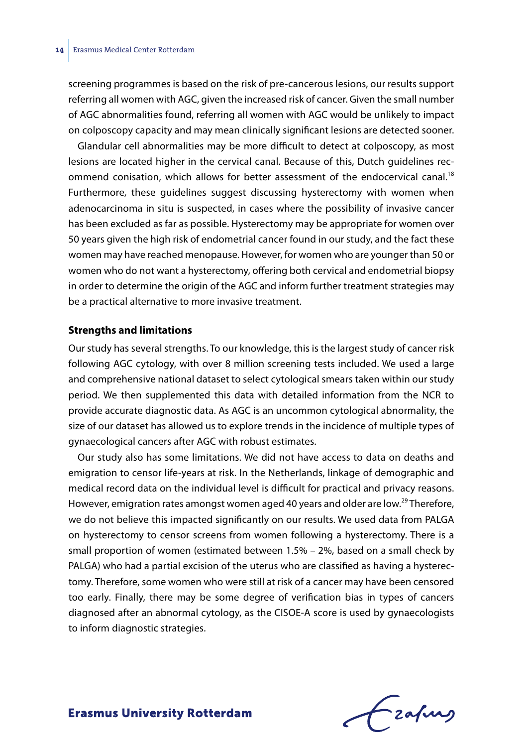screening programmes is based on the risk of pre-cancerous lesions, our results support referring all women with AGC, given the increased risk of cancer. Given the small number of AGC abnormalities found, referring all women with AGC would be unlikely to impact on colposcopy capacity and may mean clinically significant lesions are detected sooner.

Glandular cell abnormalities may be more difficult to detect at colposcopy, as most lesions are located higher in the cervical canal. Because of this, Dutch guidelines recommend conisation, which allows for better assessment of the endocervical canal.[18] Furthermore, these guidelines suggest discussing hysterectomy with women when adenocarcinoma in situ is suspected, in cases where the possibility of invasive cancer has been excluded as far as possible. Hysterectomy may be appropriate for women over 50 years given the high risk of endometrial cancer found in our study, and the fact these women may have reached menopause. However, for women who are younger than 50 or women who do not want a hysterectomy, offering both cervical and endometrial biopsy in order to determine the origin of the AGC and inform further treatment strategies may be a practical alternative to more invasive treatment.

### Strengths and limitations

Our study has several strengths. To our knowledge, this is the largest study of cancer risk following AGC cytology, with over 8 million screening tests included. We used a large and comprehensive national dataset to select cytological smears taken within our study period. We then supplemented this data with detailed information from the NCR to provide accurate diagnostic data. As AGC is an uncommon cytological abnormality, the size of our dataset has allowed us to explore trends in the incidence of multiple types of gynaecological cancers after AGC with robust estimates.

Our study also has some limitations. We did not have access to data on deaths and emigration to censor life-years at risk. In the Netherlands, linkage of demographic and medical record data on the individual level is difficult for practical and privacy reasons. However, emigration rates amongst women aged 40 years and older are low.[29] Therefore, we do not believe this impacted significantly on our results. We used data from PALGA on hysterectomy to censor screens from women following a hysterectomy. There is a small proportion of women (estimated between 1.5% – 2%, based on a small check by PALGA) who had a partial excision of the uterus who are classified as having a hysterectomy. Therefore, some women who were still at risk of a cancer may have been censored too early. Finally, there may be some degree of verification bias in types of cancers diagnosed after an abnormal cytology, as the CISOE-A score is used by gynaecologists to inform diagnostic strategies.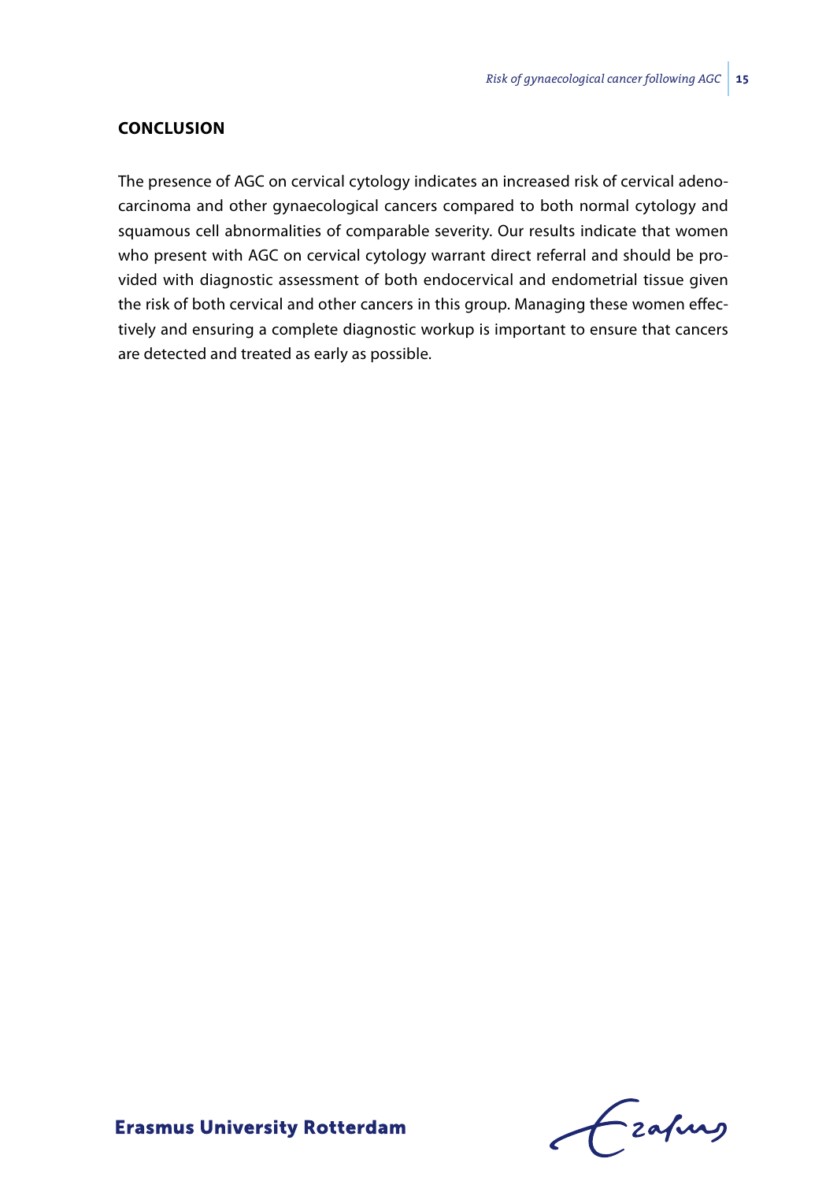## CONCLUSION

The presence of AGC on cervical cytology indicates an increased risk of cervical adenocarcinoma and other gynaecological cancers compared to both normal cytology and squamous cell abnormalities of comparable severity. Our results indicate that women who present with AGC on cervical cytology warrant direct referral and should be provided with diagnostic assessment of both endocervical and endometrial tissue given the risk of both cervical and other cancers in this group. Managing these women effectively and ensuring a complete diagnostic workup is important to ensure that cancers are detected and treated as early as possible.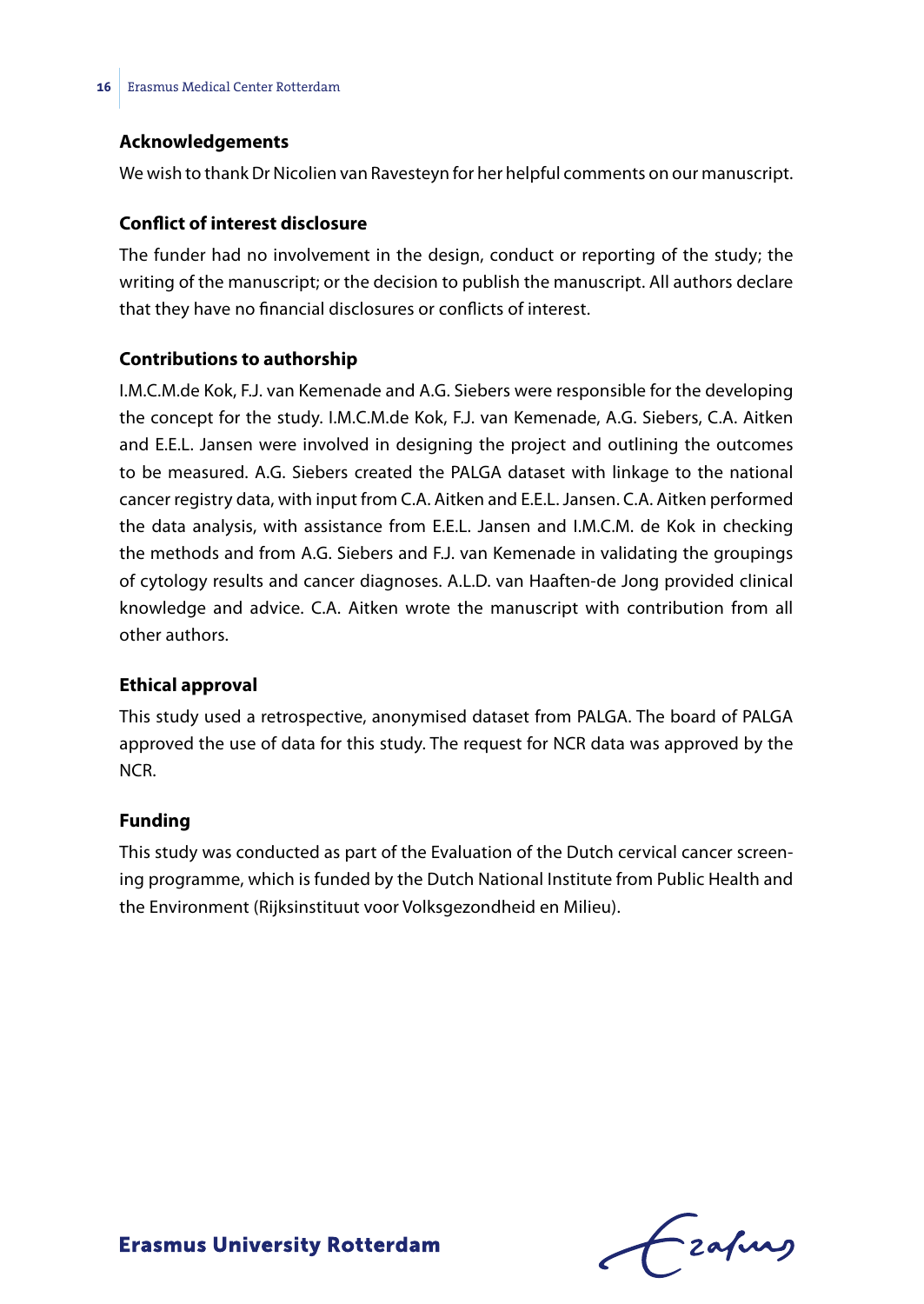### Acknowledgements

We wish to thank Dr Nicolien van Ravesteyn for her helpful comments on our manuscript.

### Conflict of interest disclosure

The funder had no involvement in the design, conduct or reporting of the study; the writing of the manuscript; or the decision to publish the manuscript. All authors declare that they have no financial disclosures or conflicts of interest.

### Contributions to authorship

I.M.C.M.de Kok, F.J. van Kemenade and A.G. Siebers were responsible for the developing the concept for the study. I.M.C.M.de Kok, F.J. van Kemenade, A.G. Siebers, C.A. Aitken and E.E.L. Jansen were involved in designing the project and outlining the outcomes to be measured. A.G. Siebers created the PALGA dataset with linkage to the national cancer registry data, with input from C.A. Aitken and E.E.L. Jansen. C.A. Aitken performed the data analysis, with assistance from E.E.L. Jansen and I.M.C.M. de Kok in checking the methods and from A.G. Siebers and F.J. van Kemenade in validating the groupings of cytology results and cancer diagnoses. A.L.D. van Haaften-de Jong provided clinical knowledge and advice. C.A. Aitken wrote the manuscript with contribution from all other authors.

### Ethical approval

This study used a retrospective, anonymised dataset from PALGA. The board of PALGA approved the use of data for this study. The request for NCR data was approved by the NCR.

### Funding

This study was conducted as part of the Evaluation of the Dutch cervical cancer screening programme, which is funded by the Dutch National Institute from Public Health and the Environment (Rijksinstituut voor Volksgezondheid en Milieu).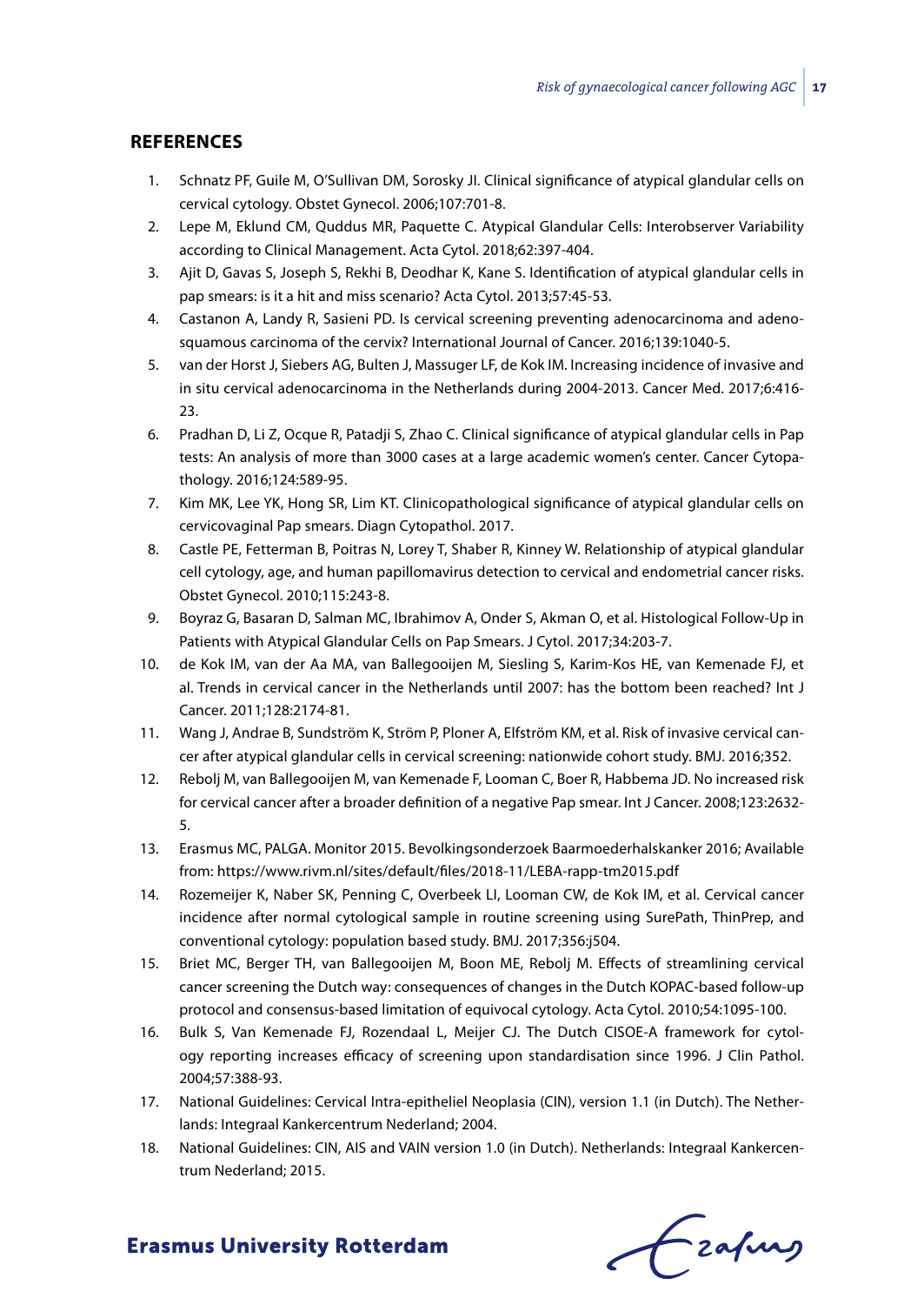## REFERENCES

1. Schnatz PF, Guile M, O'Sullivan DM, Sorosky JI. Clinical significance of atypical glandular cells on cervical cytology. Obstet Gynecol. 2006;107:701-8.
2. Lepe M, Eklund CM, Quddus MR, Paquette C. Atypical Glandular Cells: Interobserver Variability according to Clinical Management. Acta Cytol. 2018;62:397-404.
3. Ajit D, Gavas S, Joseph S, Rekhi B, Deodhar K, Kane S. Identification of atypical glandular cells in pap smears: is it a hit and miss scenario? Acta Cytol. 2013;57:45-53.
4. Castanon A, Landy R, Sasieni PD. Is cervical screening preventing adenocarcinoma and adenosquamous carcinoma of the cervix? International Journal of Cancer. 2016;139:1040-5.
5. van der Horst J, Siebers AG, Bulten J, Massuger LF, de Kok IM. Increasing incidence of invasive and in situ cervical adenocarcinoma in the Netherlands during 2004-2013. Cancer Med. 2017;6:416-23.
6. Pradhan D, Li Z, Ocque R, Patadji S, Zhao C. Clinical significance of atypical glandular cells in Pap tests: An analysis of more than 3000 cases at a large academic women's center. Cancer Cytopathology. 2016;124:589-95.
7. Kim MK, Lee YK, Hong SR, Lim KT. Clinicopathological significance of atypical glandular cells on cervicovaginal Pap smears. Diagn Cytopathol. 2017.
8. Castle PE, Fetterman B, Poitras N, Lorey T, Shaber R, Kinney W. Relationship of atypical glandular cell cytology, age, and human papillomavirus detection to cervical and endometrial cancer risks. Obstet Gynecol. 2010;115:243-8.
9. Boyraz G, Basaran D, Salman MC, Ibrahimov A, Onder S, Akman O, et al. Histological Follow-Up in Patients with Atypical Glandular Cells on Pap Smears. J Cytol. 2017;34:203-7.
10. de Kok IM, van der Aa MA, van Ballegooijen M, Siesling S, Karim-Kos HE, van Kemenade FJ, et al. Trends in cervical cancer in the Netherlands until 2007: has the bottom been reached? Int J Cancer. 2011;128:2174-81.
11. Wang J, Andrae B, Sundström K, Ström P, Ploner A, Elfström KM, et al. Risk of invasive cervical cancer after atypical glandular cells in cervical screening: nationwide cohort study. BMJ. 2016;352.
12. Rebolj M, van Ballegooijen M, van Kemenade F, Looman C, Boer R, Habbema JD. No increased risk for cervical cancer after a broader definition of a negative Pap smear. Int J Cancer. 2008;123:2632-5.
13. Erasmus MC, PALGA. Monitor 2015. Bevolkingsonderzoek Baarmoederhalskanker 2016; Available from: https://www.rivm.nl/sites/default/files/2018-11/LEBA-rapp-tm2015.pdf
14. Rozemeijer K, Naber SK, Penning C, Overbeek LI, Looman CW, de Kok IM, et al. Cervical cancer incidence after normal cytological sample in routine screening using SurePath, ThinPrep, and conventional cytology: population based study. BMJ. 2017;356:j504.
15. Briet MC, Berger TH, van Ballegooijen M, Boon ME, Rebolj M. Effects of streamlining cervical cancer screening the Dutch way: consequences of changes in the Dutch KOPAC-based follow-up protocol and consensus-based limitation of equivocal cytology. Acta Cytol. 2010;54:1095-100.
16. Bulk S, Van Kemenade FJ, Rozendaal L, Meijer CJ. The Dutch CISOE-A framework for cytology reporting increases efficacy of screening upon standardisation since 1996. J Clin Pathol. 2004;57:388-93.
17. National Guidelines: Cervical Intra-epitheliel Neoplasia (CIN), version 1.1 (in Dutch). The Netherlands: Integraal Kankercentrum Nederland; 2004.
18. National Guidelines: CIN, AIS and VAIN version 1.0 (in Dutch). Netherlands: Integraal Kankercentrum Nederland; 2015.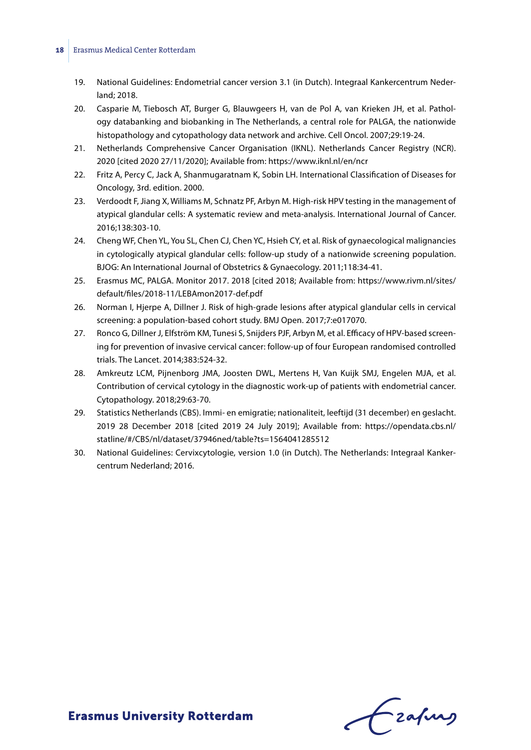19. National Guidelines: Endometrial cancer version 3.1 (in Dutch). Integraal Kankercentrum Nederland; 2018.
20. Casparie M, Tiebosch AT, Burger G, Blauwgeers H, van de Pol A, van Krieken JH, et al. Pathology databanking and biobanking in The Netherlands, a central role for PALGA, the nationwide histopathology and cytopathology data network and archive. Cell Oncol. 2007;29:19-24.
21. Netherlands Comprehensive Cancer Organisation (IKNL). Netherlands Cancer Registry (NCR). 2020 [cited 2020 27/11/2020]; Available from: https://www.iknl.nl/en/ncr
22. Fritz A, Percy C, Jack A, Shanmugaratnam K, Sobin LH. International Classification of Diseases for Oncology, 3rd. edition. 2000.
23. Verdoodt F, Jiang X, Williams M, Schnatz PF, Arbyn M. High-risk HPV testing in the management of atypical glandular cells: A systematic review and meta-analysis. International Journal of Cancer. 2016;138:303-10.
24. Cheng WF, Chen YL, You SL, Chen CJ, Chen YC, Hsieh CY, et al. Risk of gynaecological malignancies in cytologically atypical glandular cells: follow-up study of a nationwide screening population. BJOG: An International Journal of Obstetrics & Gynaecology. 2011;118:34-41.
25. Erasmus MC, PALGA. Monitor 2017. 2018 [cited 2018; Available from: https://www.rivm.nl/sites/default/files/2018-11/LEBAmon2017-def.pdf
26. Norman I, Hjerpe A, Dillner J. Risk of high-grade lesions after atypical glandular cells in cervical screening: a population-based cohort study. BMJ Open. 2017;7:e017070.
27. Ronco G, Dillner J, Elfström KM, Tunesi S, Snijders PJF, Arbyn M, et al. Efficacy of HPV-based screening for prevention of invasive cervical cancer: follow-up of four European randomised controlled trials. The Lancet. 2014;383:524-32.
28. Amkreutz LCM, Pijnenborg JMA, Joosten DWL, Mertens H, Van Kuijk SMJ, Engelen MJA, et al. Contribution of cervical cytology in the diagnostic work-up of patients with endometrial cancer. Cytopathology. 2018;29:63-70.
29. Statistics Netherlands (CBS). Immi- en emigratie; nationaliteit, leeftijd (31 december) en geslacht. 2019 28 December 2018 [cited 2019 24 July 2019]; Available from: https://opendata.cbs.nl/statline/#/CBS/nl/dataset/37946ned/table?ts=1564041285512
30. National Guidelines: Cervixcytologie, version 1.0 (in Dutch). The Netherlands: Integraal Kankercentrum Nederland; 2016.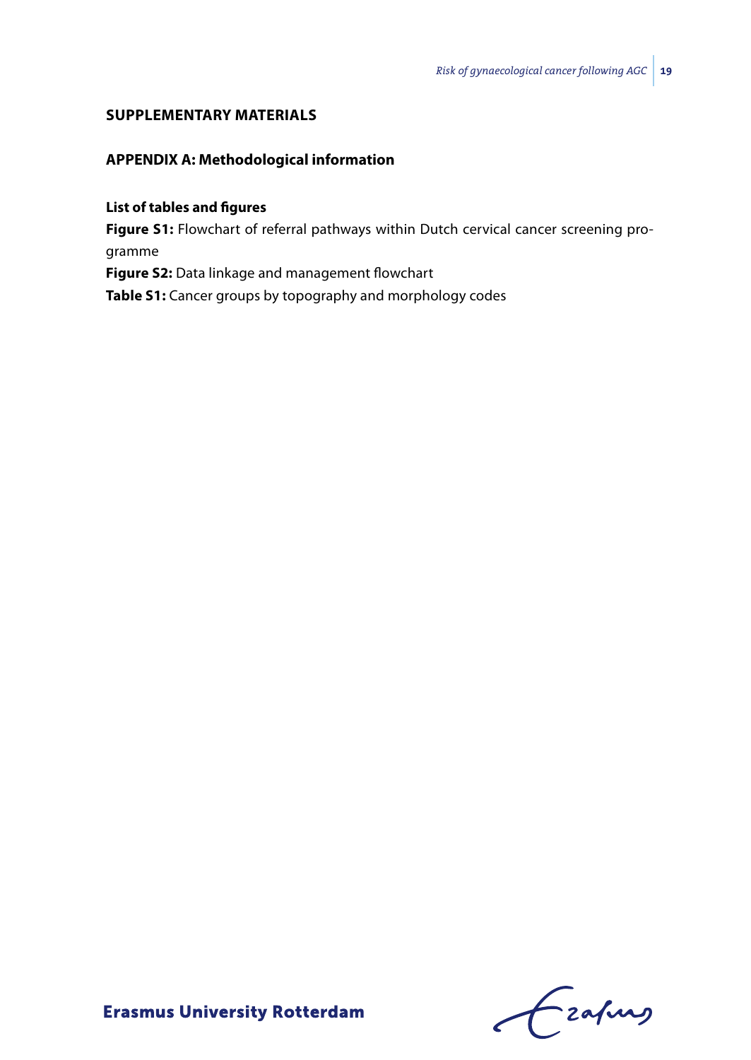## SUPPLEMENTARY MATERIALS

### APPENDIX A: Methodological information

**List of tables and figures**

**Figure S1:** Flowchart of referral pathways within Dutch cervical cancer screening programme

**Figure S2:** Data linkage and management flowchart

**Table S1:** Cancer groups by topography and morphology codes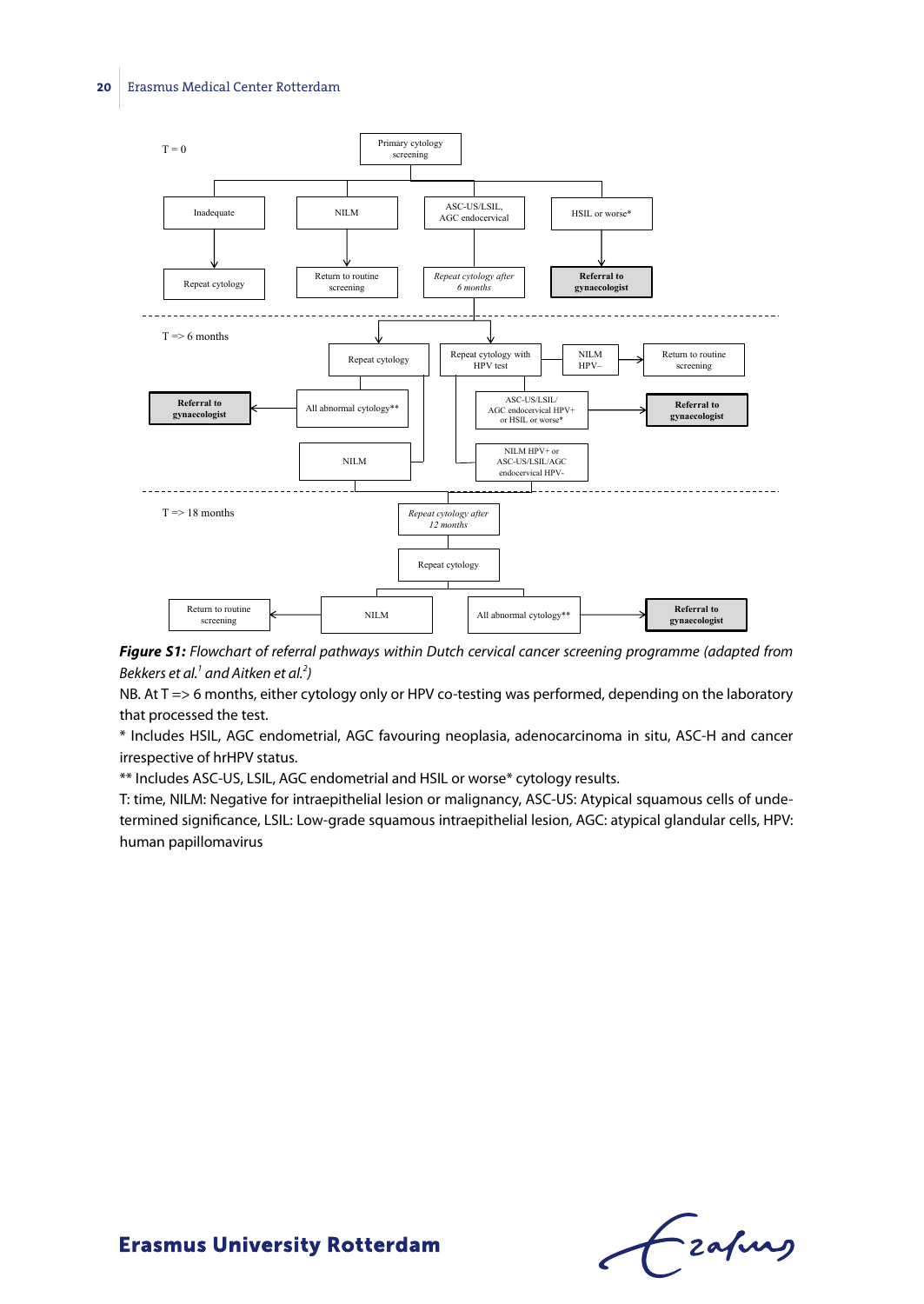T = 0

Primary cytology screening

Inadequate → Repeat cytology

NILM → Return to routine screening

ASC-US/LSIL, AGC endocervical → *Repeat cytology after 6 months*

HSIL or worse* → **Referral to gynaecologist**

T => 6 months

Repeat cytology

- All abnormal cytology** → **Referral to gynaecologist**
- NILM

Repeat cytology with HPV test

- NILM HPV– → Return to routine screening
- ASC-US/LSIL/ AGC endocervical HPV+ or HSIL or worse* → **Referral to gynaecologist**
- NILM HPV+ or ASC-US/LSIL/AGC endocervical HPV-

T => 18 months

*Repeat cytology after 12 months*

Repeat cytology

- NILM → Return to routine screening
- All abnormal cytology** → **Referral to gynaecologist**

***Figure S1:*** *Flowchart of referral pathways within Dutch cervical cancer screening programme (adapted from Bekkers et al.*[1] *and Aitken et al.*[2]*)*

NB. At T => 6 months, either cytology only or HPV co-testing was performed, depending on the laboratory that processed the test.

* Includes HSIL, AGC endometrial, AGC favouring neoplasia, adenocarcinoma in situ, ASC-H and cancer irrespective of hrHPV status.

** Includes ASC-US, LSIL, AGC endometrial and HSIL or worse* cytology results.

T: time, NILM: Negative for intraepithelial lesion or malignancy, ASC-US: Atypical squamous cells of undetermined significance, LSIL: Low-grade squamous intraepithelial lesion, AGC: atypical glandular cells, HPV: human papillomavirus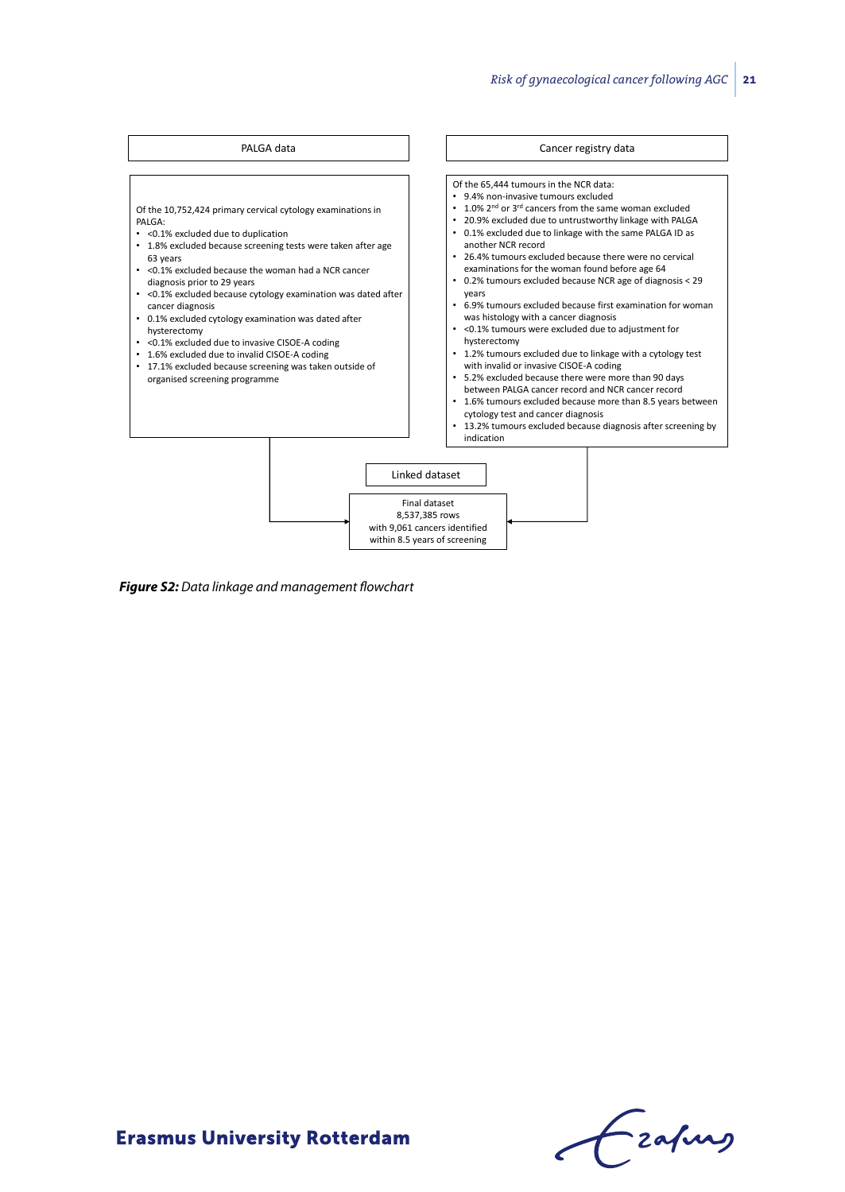**PALGA data**

Of the 10,752,424 primary cervical cytology examinations in PALGA:

- <0.1% excluded due to duplication
- 1.8% excluded because screening tests were taken after age 63 years
- <0.1% excluded because the woman had a NCR cancer diagnosis prior to 29 years
- <0.1% excluded because cytology examination was dated after cancer diagnosis
- 0.1% excluded cytology examination was dated after hysterectomy
- <0.1% excluded due to invasive CISOE-A coding
- 1.6% excluded due to invalid CISOE-A coding
- 17.1% excluded because screening was taken outside of organised screening programme

**Cancer registry data**

Of the 65,444 tumours in the NCR data:

- 9.4% non-invasive tumours excluded
- 1.0% 2nd or 3rd cancers from the same woman excluded
- 20.9% excluded due to untrustworthy linkage with PALGA
- 0.1% excluded due to linkage with the same PALGA ID as another NCR record
- 26.4% tumours excluded because there were no cervical examinations for the woman found before age 64
- 0.2% tumours excluded because NCR age of diagnosis < 29 years
- 6.9% tumours excluded because first examination for woman was histology with a cancer diagnosis
- <0.1% tumours were excluded due to adjustment for hysterectomy
- 1.2% tumours excluded due to linkage with a cytology test with invalid or invasive CISOE-A coding
- 5.2% excluded because there were more than 90 days between PALGA cancer record and NCR cancer record
- 1.6% tumours excluded because more than 8.5 years between cytology test and cancer diagnosis
- 13.2% tumours excluded because diagnosis after screening by indication

**Linked dataset**

Final dataset
8,537,385 rows
with 9,061 cancers identified within 8.5 years of screening

***Figure S2:*** *Data linkage and management flowchart*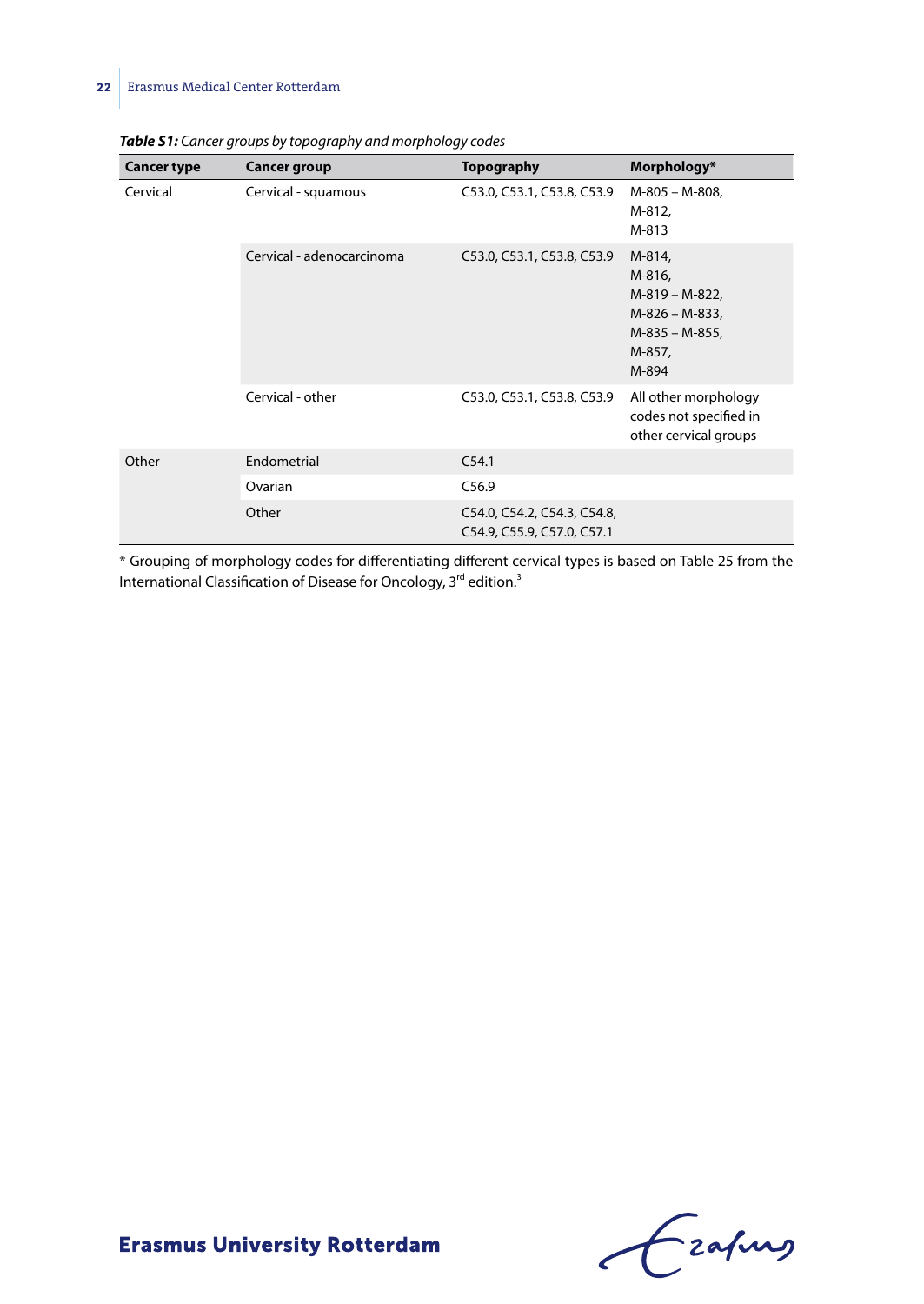***Table S1:*** *Cancer groups by topography and morphology codes*

| Cancer type | Cancer group | Topography | Morphology* |
|---|---|---|---|
| Cervical | Cervical - squamous | C53.0, C53.1, C53.8, C53.9 | M-805 – M-808, M-812, M-813 |
| | Cervical - adenocarcinoma | C53.0, C53.1, C53.8, C53.9 | M-814, M-816, M-819 – M-822, M-826 – M-833, M-835 – M-855, M-857, M-894 |
| | Cervical - other | C53.0, C53.1, C53.8, C53.9 | All other morphology codes not specified in other cervical groups |
| Other | Endometrial | C54.1 | |
| | Ovarian | C56.9 | |
| | Other | C54.0, C54.2, C54.3, C54.8, C54.9, C55.9, C57.0, C57.1 | |

* Grouping of morphology codes for differentiating different cervical types is based on Table 25 from the International Classification of Disease for Oncology, 3rd edition.[3]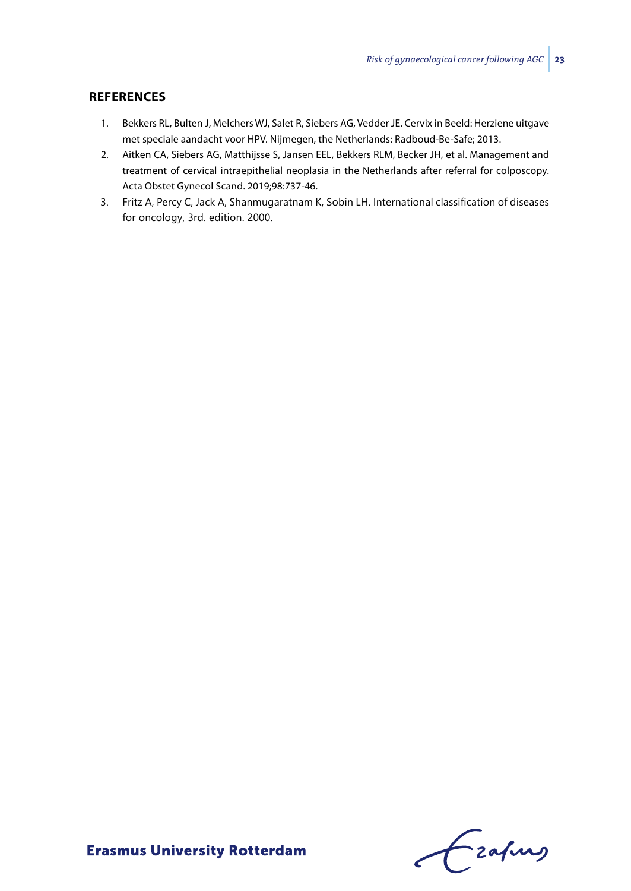## REFERENCES

1. Bekkers RL, Bulten J, Melchers WJ, Salet R, Siebers AG, Vedder JE. Cervix in Beeld: Herziene uitgave met speciale aandacht voor HPV. Nijmegen, the Netherlands: Radboud-Be-Safe; 2013.
2. Aitken CA, Siebers AG, Matthijsse S, Jansen EEL, Bekkers RLM, Becker JH, et al. Management and treatment of cervical intraepithelial neoplasia in the Netherlands after referral for colposcopy. Acta Obstet Gynecol Scand. 2019;98:737-46.
3. Fritz A, Percy C, Jack A, Shanmugaratnam K, Sobin LH. International classification of diseases for oncology, 3rd. edition. 2000.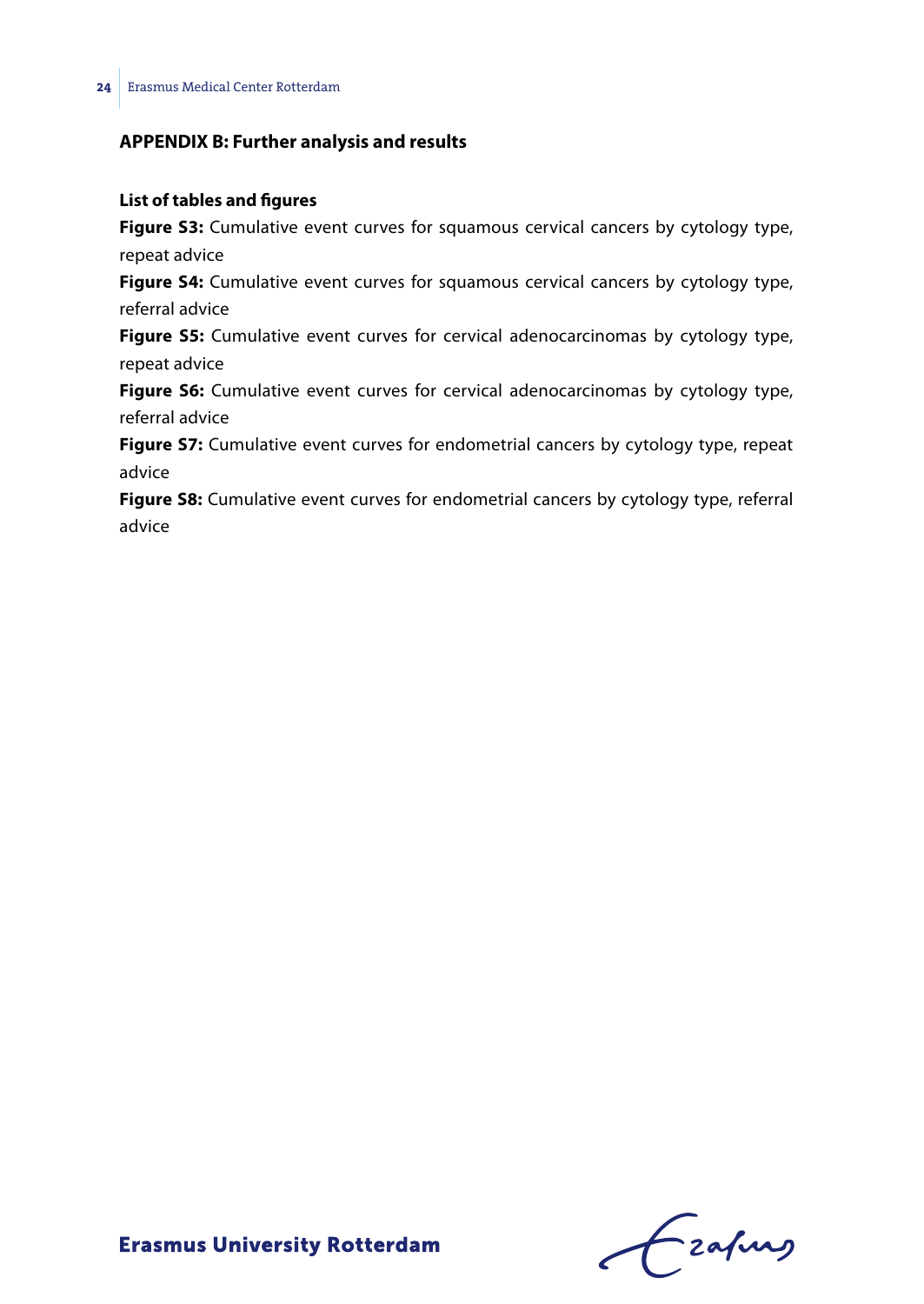## APPENDIX B: Further analysis and results

### List of tables and figures

**Figure S3:** Cumulative event curves for squamous cervical cancers by cytology type, repeat advice

**Figure S4:** Cumulative event curves for squamous cervical cancers by cytology type, referral advice

**Figure S5:** Cumulative event curves for cervical adenocarcinomas by cytology type, repeat advice

**Figure S6:** Cumulative event curves for cervical adenocarcinomas by cytology type, referral advice

**Figure S7:** Cumulative event curves for endometrial cancers by cytology type, repeat advice

**Figure S8:** Cumulative event curves for endometrial cancers by cytology type, referral advice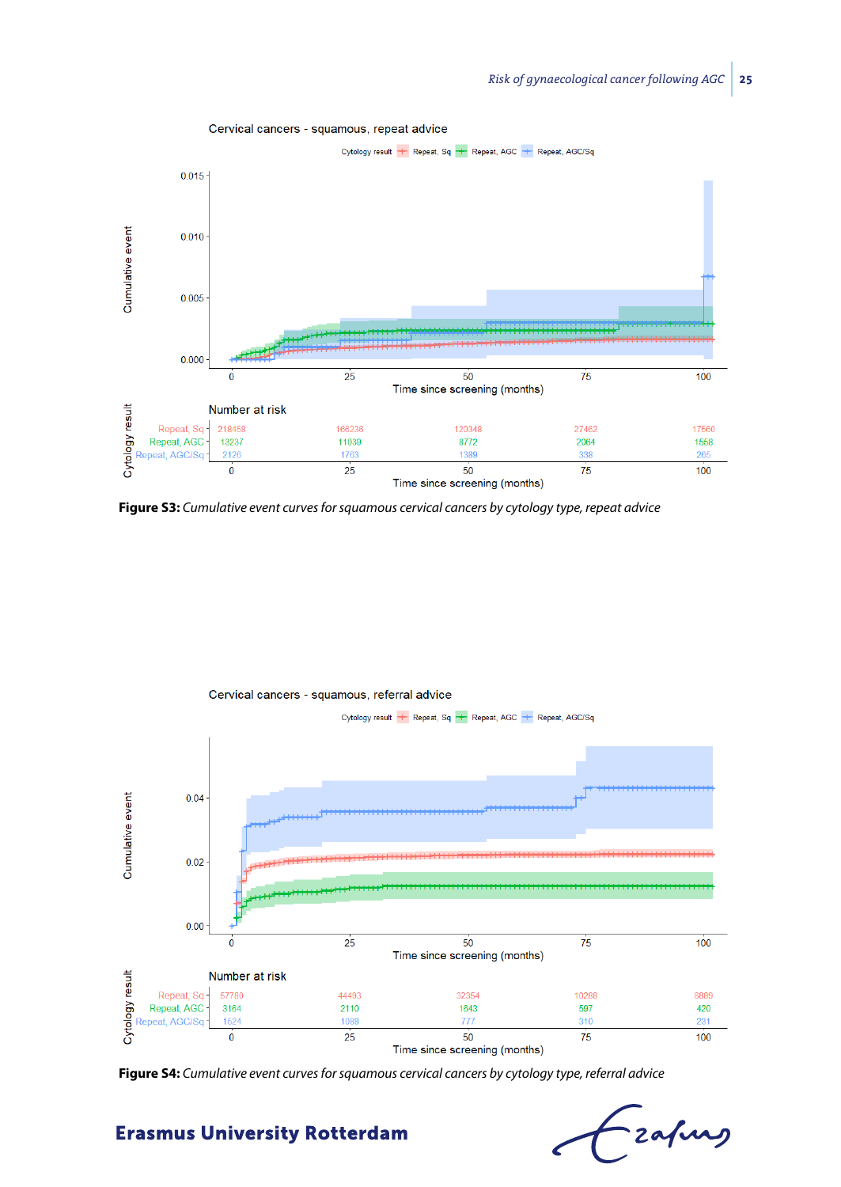Cervical cancers - squamous, repeat advice

Number at risk

| Cytology result | 0 | 25 | 50 | 75 | 100 |
|---|---|---|---|---|---|
| Repeat, Sq | 218458 | 166238 | 120348 | 27462 | 17560 |
| Repeat, AGC | 13237 | 11039 | 8772 | 2064 | 1558 |
| Repeat, AGC/Sq | 2126 | 1763 | 1389 | 338 | 265 |

**Figure S3:** *Cumulative event curves for squamous cervical cancers by cytology type, repeat advice*

Cervical cancers - squamous, referral advice

Number at risk

| Cytology result | 0 | 25 | 50 | 75 | 100 |
|---|---|---|---|---|---|
| Repeat, Sq | 57780 | 44493 | 32354 | 10268 | 6889 |
| Repeat, AGC | 3164 | 2110 | 1643 | 597 | 420 |
| Repeat, AGC/Sq | 1524 | 1088 | 777 | 310 | 231 |

**Figure S4:** *Cumulative event curves for squamous cervical cancers by cytology type, referral advice*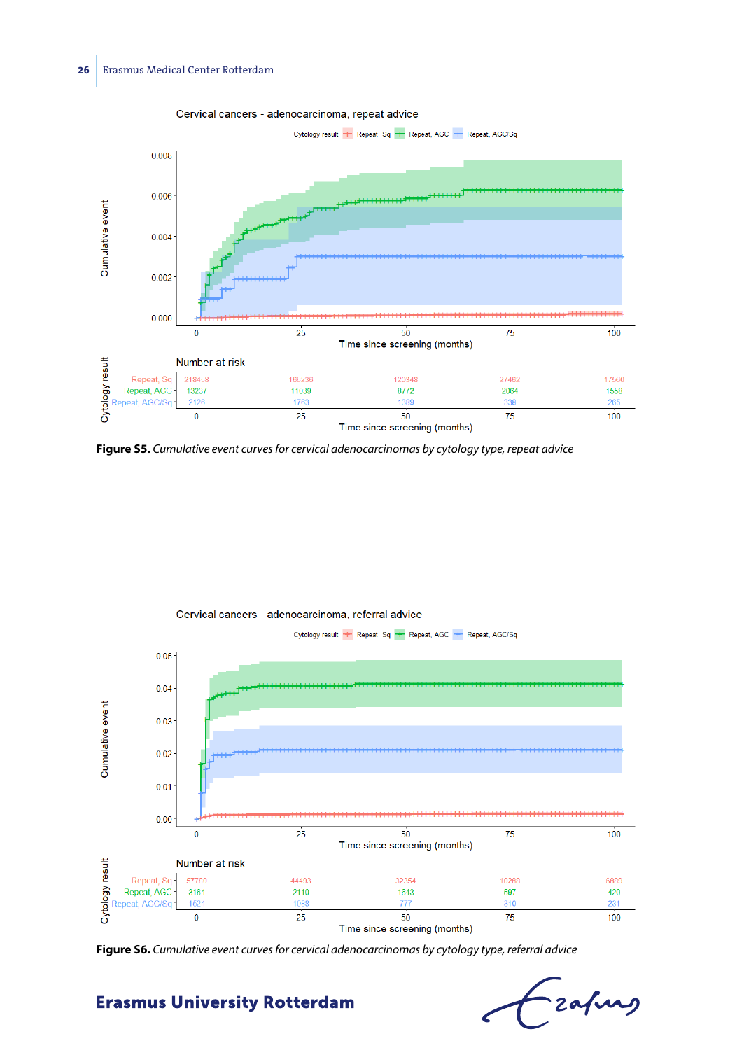Cervical cancers - adenocarcinoma, repeat advice

Number at risk

| Cytology result | 0 | 25 | 50 | 75 | 100 |
|---|---|---|---|---|---|
| Repeat, Sq | 218458 | 166236 | 120348 | 27462 | 17560 |
| Repeat, AGC | 13237 | 11039 | 8772 | 2064 | 1558 |
| Repeat, AGC/Sq | 2126 | 1763 | 1389 | 338 | 265 |

**Figure S5.** *Cumulative event curves for cervical adenocarcinomas by cytology type, repeat advice*

Cervical cancers - adenocarcinoma, referral advice

Number at risk

| Cytology result | 0 | 25 | 50 | 75 | 100 |
|---|---|---|---|---|---|
| Repeat, Sq | 57780 | 44493 | 32354 | 10288 | 6889 |
| Repeat, AGC | 3164 | 2110 | 1643 | 597 | 420 |
| Repeat, AGC/Sq | 1624 | 1088 | 777 | 310 | 231 |

**Figure S6.** *Cumulative event curves for cervical adenocarcinomas by cytology type, referral advice*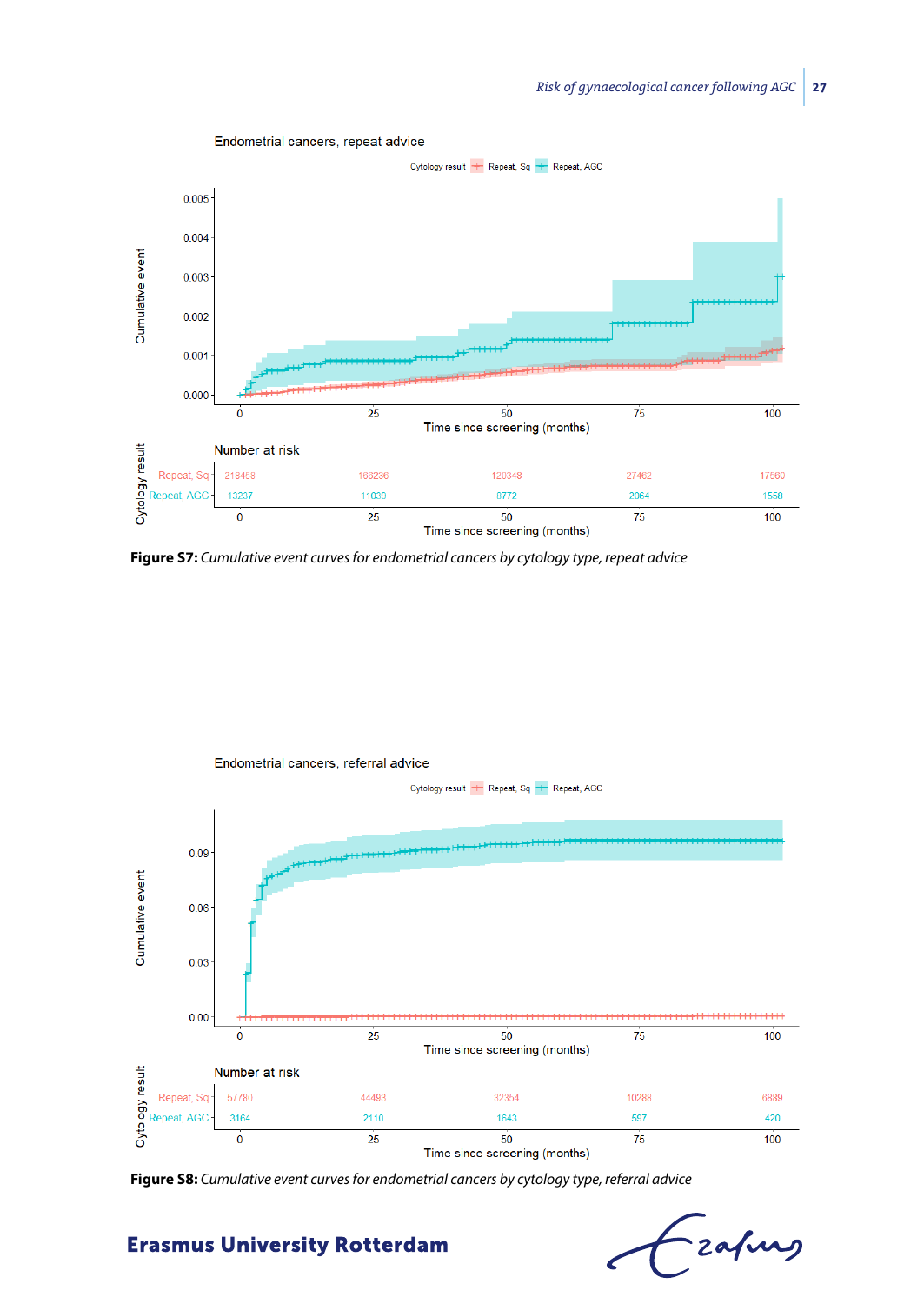Endometrial cancers, repeat advice

Cytology result — Repeat, Sq — Repeat, AGC

Cumulative event

0.005
0.004
0.003
0.002
0.001
0.000

0 25 50 75 100

Time since screening (months)

Number at risk

Cytology result

Repeat, Sq 218458 166236 120348 27462 17560

Repeat, AGC 13237 11039 8772 2064 1558

0 25 50 75 100

Time since screening (months)

**Figure S7:** *Cumulative event curves for endometrial cancers by cytology type, repeat advice*

Endometrial cancers, referral advice

Cytology result — Repeat, Sq — Repeat, AGC

Cumulative event

0.09
0.06
0.03
0.00

0 25 50 75 100

Time since screening (months)

Number at risk

Cytology result

Repeat, Sq 57780 44493 32354 10288 6889

Repeat, AGC 3164 2110 1643 597 420

0 25 50 75 100

Time since screening (months)

**Figure S8:** *Cumulative event curves for endometrial cancers by cytology type, referral advice*